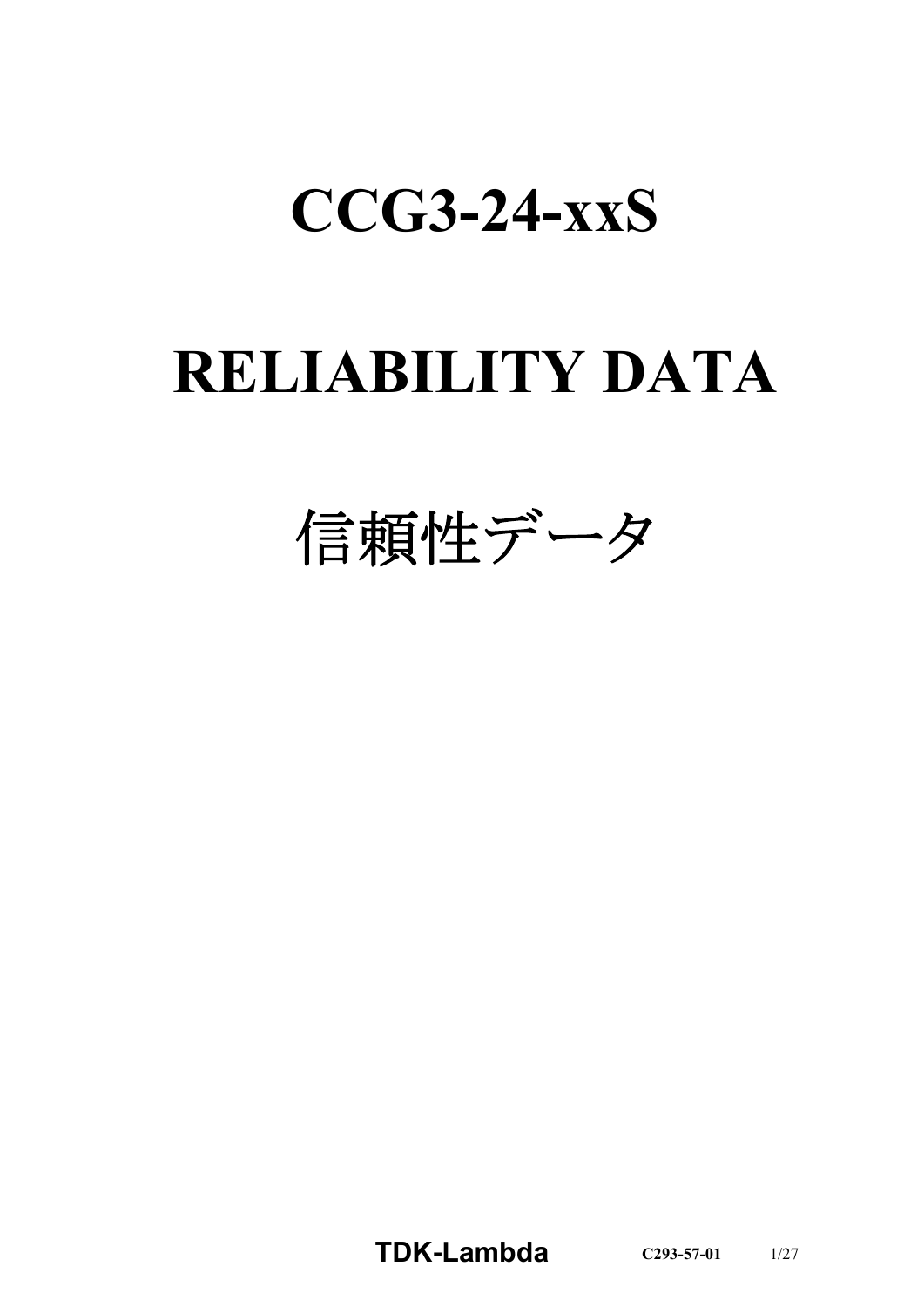# CCG3-24-xxS

# RELIABILITY DATA

# 信頼性データ

TDK-Lambda C293-57-01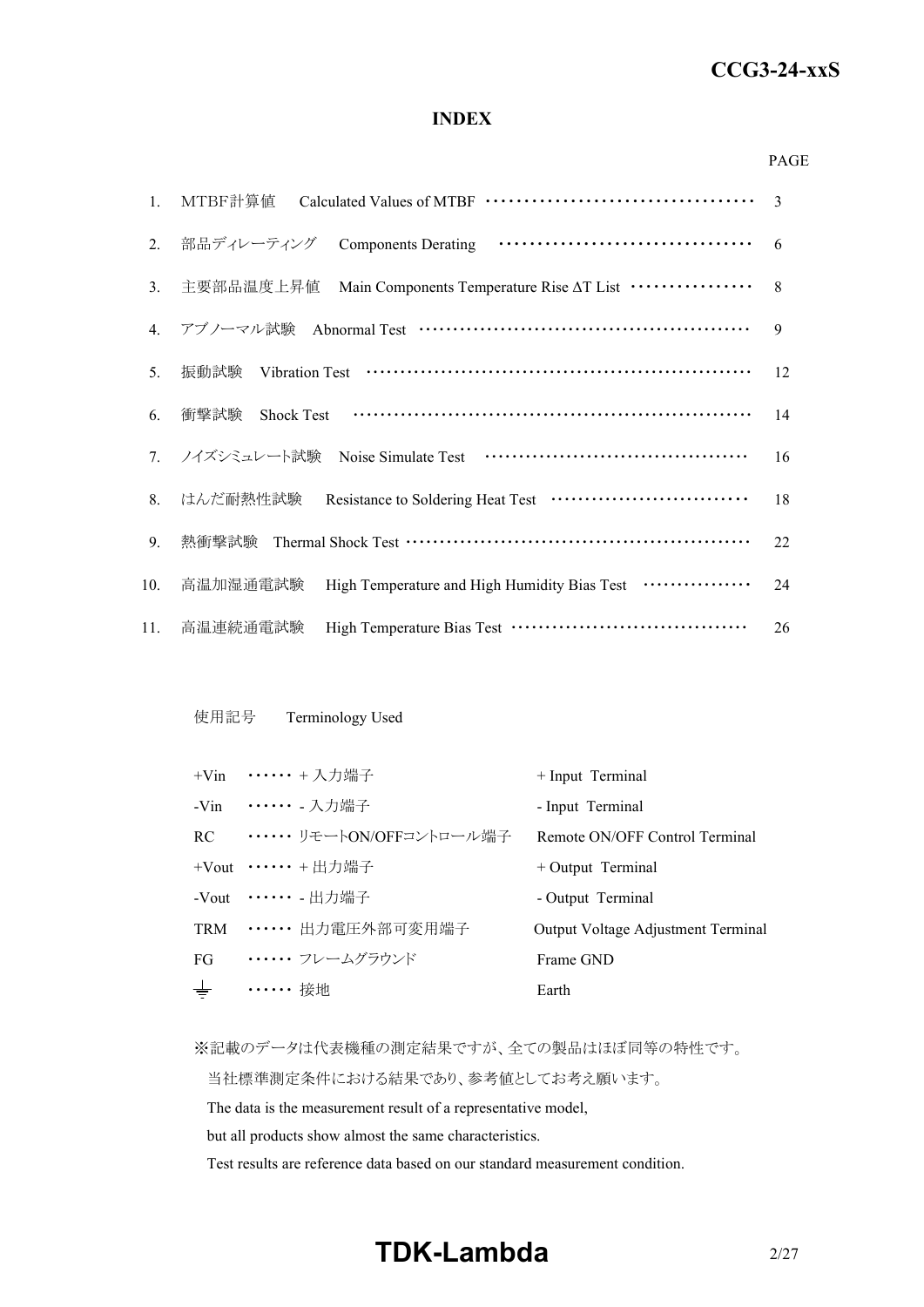# INDEX

| | | PAGE |
|---|---|---|
| 1. | MTBF計算値　Calculated Values of MTBF | 3 |
| 2. | 部品ディレーティング　Components Derating | 6 |
| 3. | 主要部品温度上昇値　Main Components Temperature Rise ΔT List | 8 |
| 4. | アブノーマル試験　Abnormal Test | 9 |
| 5. | 振動試験　Vibration Test | 12 |
| 6. | 衝撃試験　Shock Test | 14 |
| 7. | ノイズシミュレート試験　Noise Simulate Test | 16 |
| 8. | はんだ耐熱性試験　Resistance to Soldering Heat Test | 18 |
| 9. | 熱衝撃試験　Thermal Shock Test | 22 |
| 10. | 高温加湿通電試験　High Temperature and High Humidity Bias Test | 24 |
| 11. | 高温連続通電試験　High Temperature Bias Test | 26 |

使用記号　Terminology Used

| | | |
|---|---|---|
| +Vin | ・・・・・・ + 入力端子 | + Input Terminal |
| -Vin | ・・・・・・ - 入力端子 | - Input Terminal |
| RC | ・・・・・・ リモートON/OFFコントロール端子 | Remote ON/OFF Control Terminal |
| +Vout | ・・・・・・ + 出力端子 | + Output Terminal |
| -Vout | ・・・・・・ - 出力端子 | - Output Terminal |
| TRM | ・・・・・・ 出力電圧外部可変用端子 | Output Voltage Adjustment Terminal |
| FG | ・・・・・・ フレームグラウンド | Frame GND |
| ⏚ | ・・・・・・ 接地 | Earth |

※記載のデータは代表機種の測定結果ですが、全ての製品はほぼ同等の特性です。
当社標準測定条件における結果であり、参考値としてお考え願います。
The data is the measurement result of a representative model,
but all products show almost the same characteristics.
Test results are reference data based on our standard measurement condition.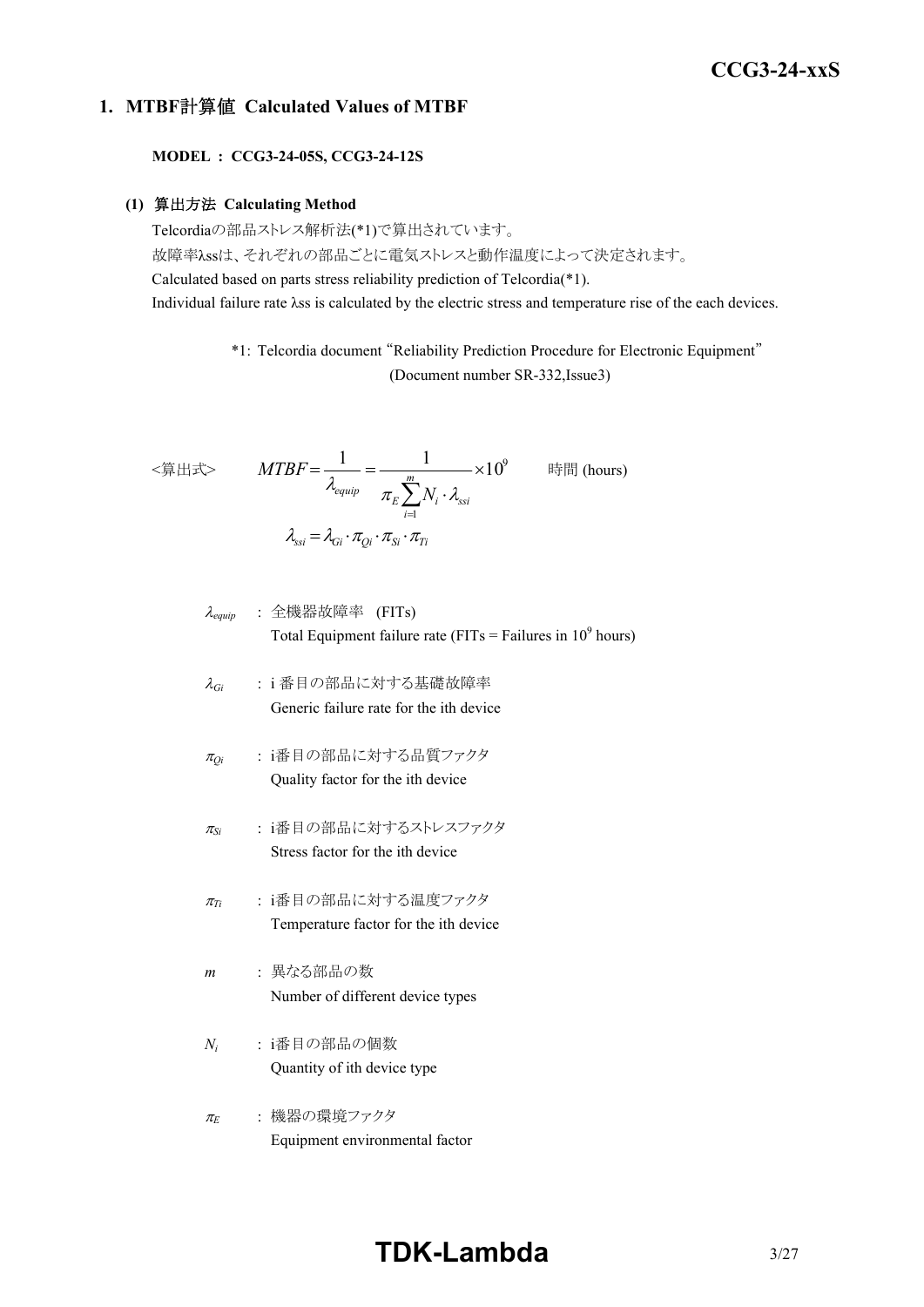## 1. MTBF計算値 Calculated Values of MTBF

**MODEL : CCG3-24-05S, CCG3-24-12S**

### (1) 算出方法 Calculating Method

Telcordiaの部品ストレス解析法(*1)で算出されています。
故障率λssは、それぞれの部品ごとに電気ストレスと動作温度によって決定されます。
Calculated based on parts stress reliability prediction of Telcordia(*1).
Individual failure rate λss is calculated by the electric stress and temperature rise of the each devices.

*1: Telcordia document "Reliability Prediction Procedure for Electronic Equipment" (Document number SR-332,Issue3)

<算出式>

$$MTBF = \frac{1}{\lambda_{equip}} = \frac{1}{\pi_E \sum_{i=1}^{m} N_i \cdot \lambda_{ssi}} \times 10^9 \quad \text{時間 (hours)}$$

$$\lambda_{ssi} = \lambda_{Gi} \cdot \pi_{Qi} \cdot \pi_{Si} \cdot \pi_{Ti}$$

$\lambda_{equip}$ : 全機器故障率 (FITs)
Total Equipment failure rate (FITs = Failures in $10^9$ hours)

$\lambda_{Gi}$ : i 番目の部品に対する基礎故障率
Generic failure rate for the ith device

$\pi_{Qi}$ : i番目の部品に対する品質ファクタ
Quality factor for the ith device

$\pi_{Si}$ : i番目の部品に対するストレスファクタ
Stress factor for the ith device

$\pi_{Ti}$ : i番目の部品に対する温度ファクタ
Temperature factor for the ith device

$m$ : 異なる部品の数
Number of different device types

$N_i$ : i番目の部品の個数
Quantity of ith device type

$\pi_E$ : 機器の環境ファクタ
Equipment environmental factor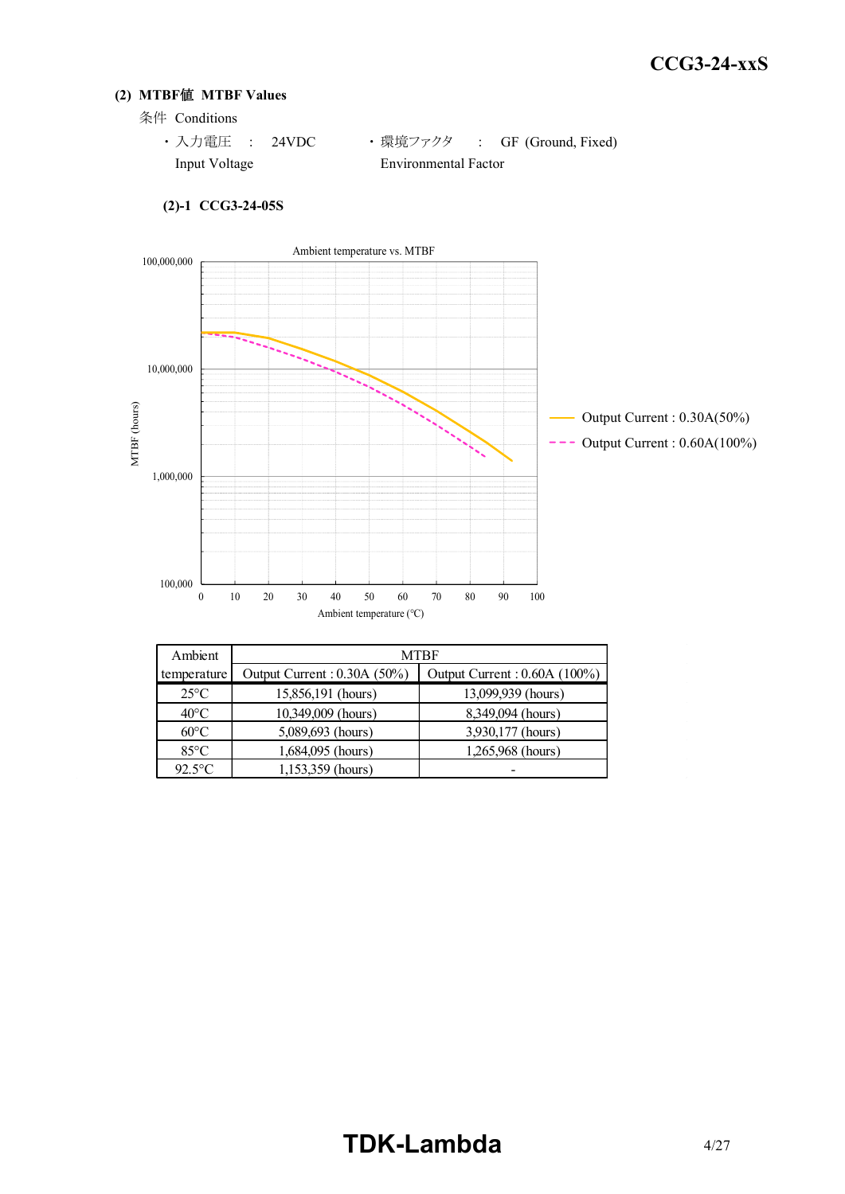## (2) MTBF値 MTBF Values

条件 Conditions

- 入力電圧 : 24VDC
  Input Voltage
- 環境ファクタ : GF (Ground, Fixed)
  Environmental Factor

### (2)-1 CCG3-24-05S

Ambient temperature vs. MTBF

Output Current : 0.30A(50%)

Output Current : 0.60A(100%)

MTBF (hours)

Ambient temperature (℃)

| Ambient temperature | MTBF | |
|---|---|---|
| | Output Current : 0.30A (50%) | Output Current : 0.60A (100%) |
| 25°C | 15,856,191 (hours) | 13,099,939 (hours) |
| 40°C | 10,349,009 (hours) | 8,349,094 (hours) |
| 60°C | 5,089,693 (hours) | 3,930,177 (hours) |
| 85°C | 1,684,095 (hours) | 1,265,968 (hours) |
| 92.5°C | 1,153,359 (hours) | - |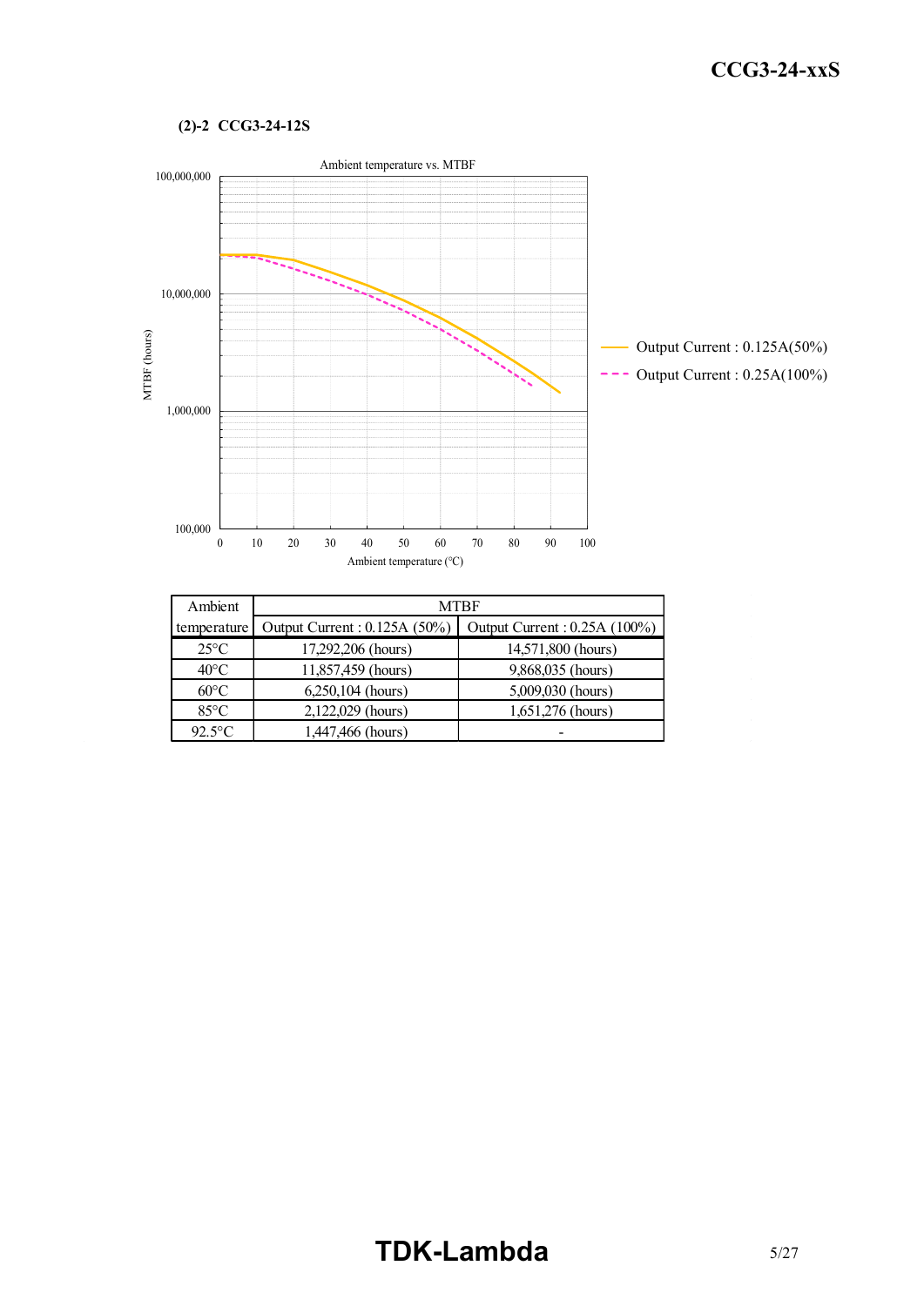### (2)-2 CCG3-24-12S

Ambient temperature vs. MTBF

| Ambient temperature | MTBF | |
|---|---|---|
| | Output Current : 0.125A (50%) | Output Current : 0.25A (100%) |
| 25°C | 17,292,206 (hours) | 14,571,800 (hours) |
| 40°C | 11,857,459 (hours) | 9,868,035 (hours) |
| 60°C | 6,250,104 (hours) | 5,009,030 (hours) |
| 85°C | 2,122,029 (hours) | 1,651,276 (hours) |
| 92.5°C | 1,447,466 (hours) | - |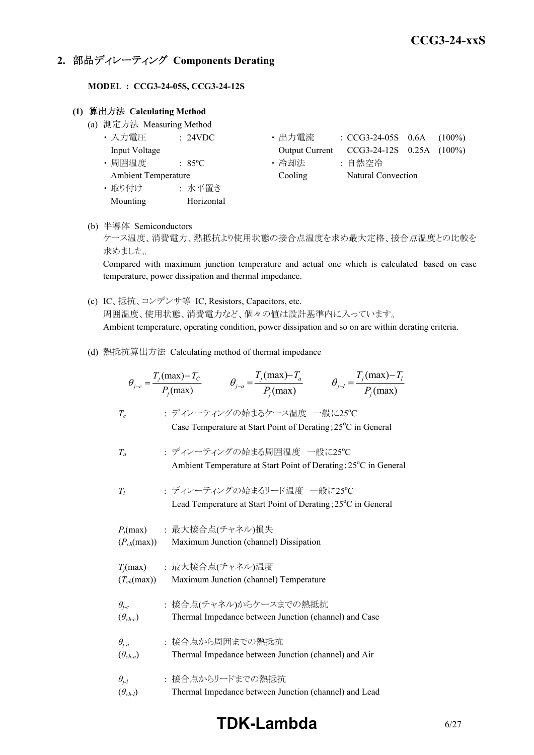## 2. 部品ディレーティング Components Derating

**MODEL : CCG3-24-05S, CCG3-24-12S**

### (1) 算出方法 Calculating Method

(a) 測定方法 Measuring Method

| | | | |
|---|---|---|---|
| ・入力電圧 Input Voltage | : 24VDC | ・出力電流 Output Current | : CCG3-24-05S 0.6A (100%)<br>CCG3-24-12S 0.25A (100%) |
| ・周囲温度 Ambient Temperature | : 85ºC | ・冷却法 Cooling | : 自然空冷 Natural Convection |
| ・取り付け Mounting | : 水平置き Horizontal | | |

(b) 半導体 Semiconductors

ケース温度、消費電力、熱抵抗より使用状態の接合点温度を求め最大定格、接合点温度との比較を求めました。

Compared with maximum junction temperature and actual one which is calculated based on case temperature, power dissipation and thermal impedance.

(c) IC、抵抗、コンデンサ等 IC, Resistors, Capacitors, etc.

周囲温度、使用状態、消費電力など、個々の値は設計基準内に入っています。

Ambient temperature, operating condition, power dissipation and so on are within derating criteria.

(d) 熱抵抗算出方法 Calculating method of thermal impedance

$$\theta_{j-c} = \frac{T_j(\max) - T_C}{P_j(\max)} \qquad \theta_{j-a} = \frac{T_j(\max) - T_a}{P_j(\max)} \qquad \theta_{j-l} = \frac{T_j(\max) - T_l}{P_j(\max)}$$

$T_c$ : ディレーティングの始まるケース温度 一般に25ºC
Case Temperature at Start Point of Derating;25ºC in General

$T_a$ : ディレーティングの始まる周囲温度 一般に25ºC
Ambient Temperature at Start Point of Derating;25ºC in General

$T_l$ : ディレーティングの始まるリード温度 一般に25ºC
Lead Temperature at Start Point of Derating;25ºC in General

$P_j(\max)$ ($P_{ch}(\max)$) : 最大接合点(チャネル)損失
Maximum Junction (channel) Dissipation

$T_j(\max)$ ($T_{ch}(\max)$) : 最大接合点(チャネル)温度
Maximum Junction (channel) Temperature

$\theta_{j-c}$ ($\theta_{ch-c}$) : 接合点(チャネル)からケースまでの熱抵抗
Thermal Impedance between Junction (channel) and Case

$\theta_{j-a}$ ($\theta_{ch-a}$) : 接合点から周囲までの熱抵抗
Thermal Impedance between Junction (channel) and Air

$\theta_{j-l}$ ($\theta_{ch-l}$) : 接合点からリードまでの熱抵抗
Thermal Impedance between Junction (channel) and Lead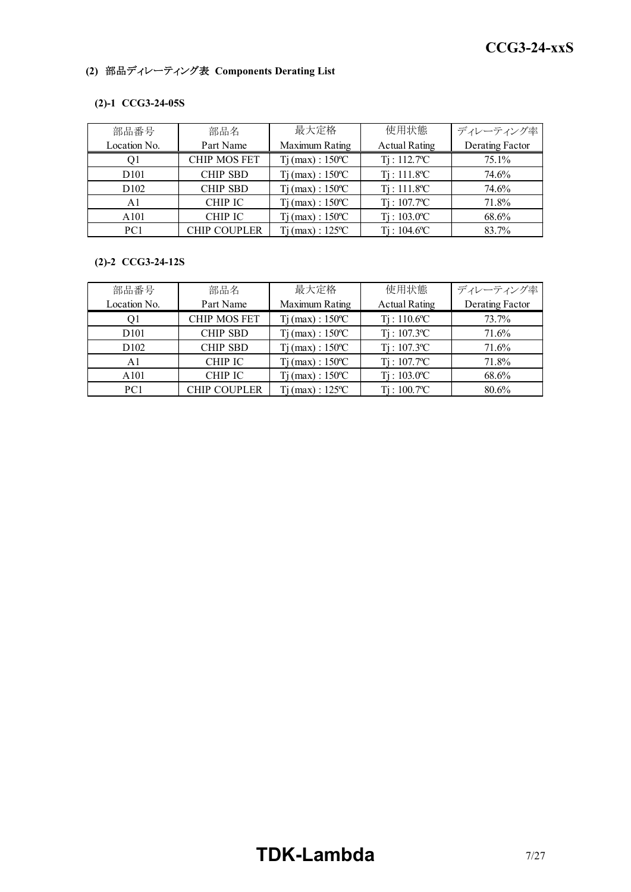### (2) 部品ディレーティング表 Components Derating List

#### (2)-1 CCG3-24-05S

| 部品番号<br>Location No. | 部品名<br>Part Name | 最大定格<br>Maximum Rating | 使用状態<br>Actual Rating | ディレーティング率<br>Derating Factor |
|---|---|---|---|---|
| Q1 | CHIP MOS FET | Tj (max) : 150ºC | Tj : 112.7ºC | 75.1% |
| D101 | CHIP SBD | Tj (max) : 150ºC | Tj : 111.8ºC | 74.6% |
| D102 | CHIP SBD | Tj (max) : 150ºC | Tj : 111.8ºC | 74.6% |
| A1 | CHIP IC | Tj (max) : 150ºC | Tj : 107.7ºC | 71.8% |
| A101 | CHIP IC | Tj (max) : 150ºC | Tj : 103.0ºC | 68.6% |
| PC1 | CHIP COUPLER | Tj (max) : 125ºC | Tj : 104.6ºC | 83.7% |

#### (2)-2 CCG3-24-12S

| 部品番号<br>Location No. | 部品名<br>Part Name | 最大定格<br>Maximum Rating | 使用状態<br>Actual Rating | ディレーティング率<br>Derating Factor |
|---|---|---|---|---|
| Q1 | CHIP MOS FET | Tj (max) : 150ºC | Tj : 110.6ºC | 73.7% |
| D101 | CHIP SBD | Tj (max) : 150ºC | Tj : 107.3ºC | 71.6% |
| D102 | CHIP SBD | Tj (max) : 150ºC | Tj : 107.3ºC | 71.6% |
| A1 | CHIP IC | Tj (max) : 150ºC | Tj : 107.7ºC | 71.8% |
| A101 | CHIP IC | Tj (max) : 150ºC | Tj : 103.0ºC | 68.6% |
| PC1 | CHIP COUPLER | Tj (max) : 125ºC | Tj : 100.7ºC | 80.6% |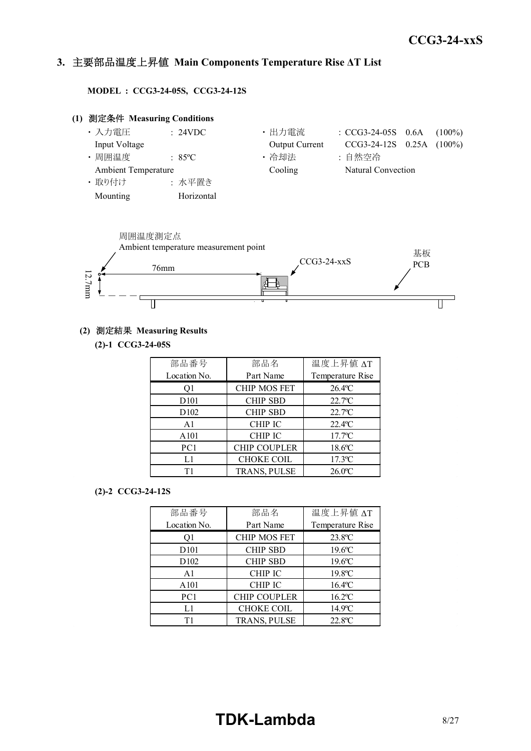## 3. 主要部品温度上昇値 Main Components Temperature Rise ΔT List

**MODEL : CCG3-24-05S, CCG3-24-12S**

### (1) 測定条件 Measuring Conditions

- 入力電圧 Input Voltage : 24VDC
- 周囲温度 Ambient Temperature : 85ºC
- 取り付け Mounting : 水平置き Horizontal
- 出力電流 Output Current : CCG3-24-05S 0.6A (100%), CCG3-24-12S 0.25A (100%)
- 冷却法 Cooling : 自然空冷 Natural Convection

周囲温度測定点
Ambient temperature measurement point

76mm

12.7mm

CCG3-24-xxS

基板
PCB

### (2) 測定結果 Measuring Results

**(2)-1 CCG3-24-05S**

| 部品番号<br>Location No. | 部品名<br>Part Name | 温度上昇値 ΔT<br>Temperature Rise |
|---|---|---|
| Q1 | CHIP MOS FET | 26.4ºC |
| D101 | CHIP SBD | 22.7ºC |
| D102 | CHIP SBD | 22.7ºC |
| A1 | CHIP IC | 22.4ºC |
| A101 | CHIP IC | 17.7ºC |
| PC1 | CHIP COUPLER | 18.6ºC |
| L1 | CHOKE COIL | 17.3ºC |
| T1 | TRANS, PULSE | 26.0ºC |

**(2)-2 CCG3-24-12S**

| 部品番号<br>Location No. | 部品名<br>Part Name | 温度上昇値 ΔT<br>Temperature Rise |
|---|---|---|
| Q1 | CHIP MOS FET | 23.8ºC |
| D101 | CHIP SBD | 19.6ºC |
| D102 | CHIP SBD | 19.6ºC |
| A1 | CHIP IC | 19.8ºC |
| A101 | CHIP IC | 16.4ºC |
| PC1 | CHIP COUPLER | 16.2ºC |
| L1 | CHOKE COIL | 14.9ºC |
| T1 | TRANS, PULSE | 22.8ºC |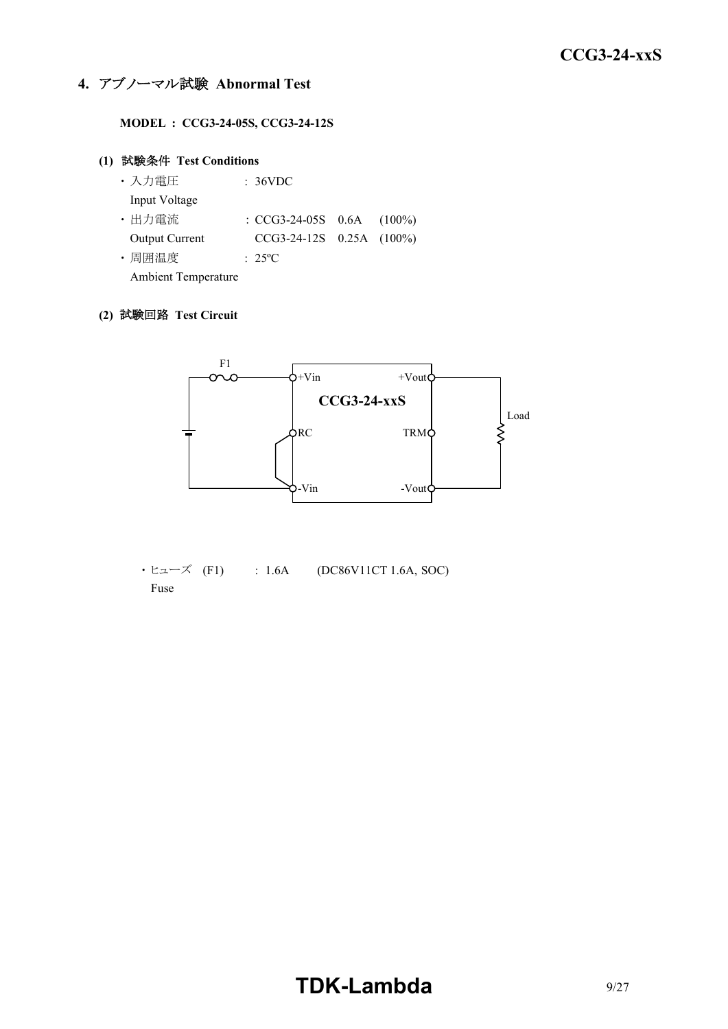## 4. アブノーマル試験 Abnormal Test

**MODEL : CCG3-24-05S, CCG3-24-12S**

### (1) 試験条件 Test Conditions

- 入力電圧 Input Voltage : 36VDC
- 出力電流 Output Current : CCG3-24-05S 0.6A (100%)
  CCG3-24-12S 0.25A (100%)
- 周囲温度 Ambient Temperature : 25ºC

### (2) 試験回路 Test Circuit

F1

+Vin +Vout

CCG3-24-xxS

Load

RC TRM

-Vin -Vout

- ヒューズ (F1) Fuse : 1.6A (DC86V11CT 1.6A, SOC)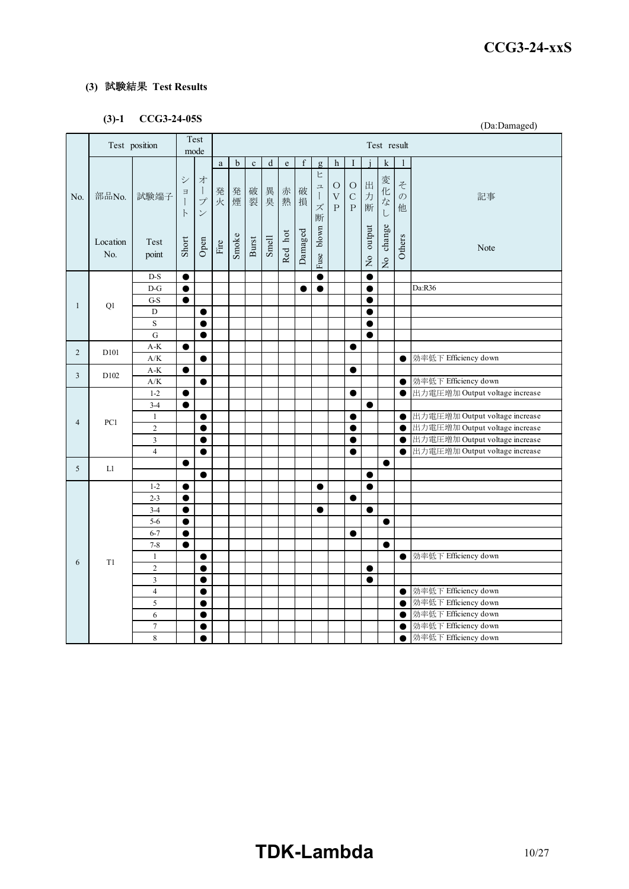### (3) 試験結果 Test Results

#### (3)-1 CCG3-24-05S

(Da:Damaged)

| No. | 部品No. Location No. | 試験端子 Test point | ショート Short | オープン Open | a 発火 Fire | b 発煙 Smoke | c 破裂 Burst | d 異臭 Smell | e 赤熱 Red hot | f 破損 Damaged | g ヒューズ断 Fuse blown | h OVP | I OCP | j 出力断 No output | k 変化なし No change | l その他 Others | 記事 Note |
|---|---|---|---|---|---|---|---|---|---|---|---|---|---|---|---|---|---|
| 1 | Q1 | D-S | ● | | | | | | | | ● | | | ● | | | |
| | | D-G | ● | | | | | | | ● | ● | | | ● | | | Da:R36 |
| | | G-S | ● | | | | | | | | | | | ● | | | |
| | | D | | ● | | | | | | | | | | ● | | | |
| | | S | | ● | | | | | | | | | | ● | | | |
| | | G | | ● | | | | | | | | | | ● | | | |
| 2 | D101 | A-K | ● | | | | | | | | | | ● | | | | |
| | | A/K | | ● | | | | | | | | | | | | ● | 効率低下 Efficiency down |
| 3 | D102 | A-K | ● | | | | | | | | | | ● | | | | |
| | | A/K | | ● | | | | | | | | | | | | ● | 効率低下 Efficiency down |
| 4 | PC1 | 1-2 | ● | | | | | | | | | | ● | | | ● | 出力電圧増加 Output voltage increase |
| | | 3-4 | ● | | | | | | | | | | | ● | | | |
| | | 1 | | ● | | | | | | | | | ● | | | ● | 出力電圧増加 Output voltage increase |
| | | 2 | | ● | | | | | | | | | ● | | | ● | 出力電圧増加 Output voltage increase |
| | | 3 | | ● | | | | | | | | | ● | | | ● | 出力電圧増加 Output voltage increase |
| | | 4 | | ● | | | | | | | | | ● | | | ● | 出力電圧増加 Output voltage increase |
| 5 | L1 | | ● | | | | | | | | | | | | ● | | |
| | | | | ● | | | | | | | | | | ● | | | |
| 6 | T1 | 1-2 | ● | | | | | | | | ● | | | ● | | | |
| | | 2-3 | ● | | | | | | | | | | ● | | | | |
| | | 3-4 | ● | | | | | | | | ● | | | ● | | | |
| | | 5-6 | ● | | | | | | | | | | | | ● | | |
| | | 6-7 | ● | | | | | | | | | | ● | | | | |
| | | 7-8 | ● | | | | | | | | | | | | ● | | |
| | | 1 | | ● | | | | | | | | | | | | ● | 効率低下 Efficiency down |
| | | 2 | | ● | | | | | | | | | | ● | | | |
| | | 3 | | ● | | | | | | | | | | ● | | | |
| | | 4 | | ● | | | | | | | | | | | | ● | 効率低下 Efficiency down |
| | | 5 | | ● | | | | | | | | | | | | ● | 効率低下 Efficiency down |
| | | 6 | | ● | | | | | | | | | | | | ● | 効率低下 Efficiency down |
| | | 7 | | ● | | | | | | | | | | | | ● | 効率低下 Efficiency down |
| | | 8 | | ● | | | | | | | | | | | | ● | 効率低下 Efficiency down |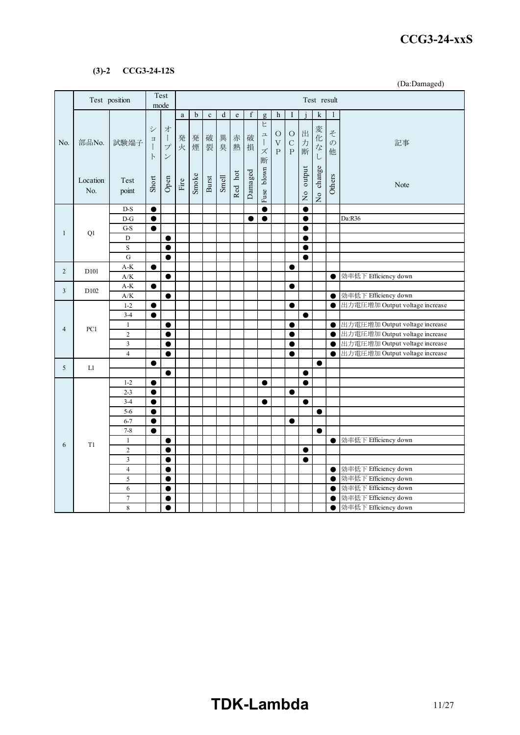**(3)-2 CCG3-24-12S**

(Da:Damaged)

| No. | 部品No. Location No. | 試験端子 Test point | ショート Short | オープン Open | a 発火 Fire | b 発煙 Smoke | c 破裂 Burst | d 異臭 Smell | e 赤熱 Red hot | f 破損 Damaged | g ヒューズ断 Fuse blown | h OVP | I OCP | j 出力断 No output | k 変化なし No change | l その他 Others | 記事 Note |
|---|---|---|---|---|---|---|---|---|---|---|---|---|---|---|---|---|---|
| 1 | Q1 | D-S | ● | | | | | | | | ● | | | ● | | | |
| | | D-G | ● | | | | | | | ● | ● | | | ● | | | Da:R36 |
| | | G-S | ● | | | | | | | | | | | ● | | | |
| | | D | | ● | | | | | | | | | | ● | | | |
| | | S | | ● | | | | | | | | | | ● | | | |
| | | G | | ● | | | | | | | | | | ● | | | |
| 2 | D101 | A-K | ● | | | | | | | | | | ● | | | | |
| | | A/K | | ● | | | | | | | | | | | | ● | 効率低下 Efficiency down |
| 3 | D102 | A-K | ● | | | | | | | | | | ● | | | | |
| | | A/K | | ● | | | | | | | | | | | | ● | 効率低下 Efficiency down |
| 4 | PC1 | 1-2 | ● | | | | | | | | | | ● | | | ● | 出力電圧増加 Output voltage increase |
| | | 3-4 | ● | | | | | | | | | | | ● | | | |
| | | 1 | | ● | | | | | | | | | ● | | | ● | 出力電圧増加 Output voltage increase |
| | | 2 | | ● | | | | | | | | | ● | | | ● | 出力電圧増加 Output voltage increase |
| | | 3 | | ● | | | | | | | | | ● | | | ● | 出力電圧増加 Output voltage increase |
| | | 4 | | ● | | | | | | | | | ● | | | ● | 出力電圧増加 Output voltage increase |
| 5 | L1 | | ● | | | | | | | | | | | | ● | | |
| | | | | ● | | | | | | | | | | ● | | | |
| 6 | T1 | 1-2 | ● | | | | | | | | ● | | | ● | | | |
| | | 2-3 | ● | | | | | | | | | | ● | | | | |
| | | 3-4 | ● | | | | | | | | ● | | | ● | | | |
| | | 5-6 | ● | | | | | | | | | | | | ● | | |
| | | 6-7 | ● | | | | | | | | | | ● | | | | |
| | | 7-8 | ● | | | | | | | | | | | | ● | | |
| | | 1 | | ● | | | | | | | | | | | | ● | 効率低下 Efficiency down |
| | | 2 | | ● | | | | | | | | | | ● | | | |
| | | 3 | | ● | | | | | | | | | | ● | | | |
| | | 4 | | ● | | | | | | | | | | | | ● | 効率低下 Efficiency down |
| | | 5 | | ● | | | | | | | | | | | | ● | 効率低下 Efficiency down |
| | | 6 | | ● | | | | | | | | | | | | ● | 効率低下 Efficiency down |
| | | 7 | | ● | | | | | | | | | | | | ● | 効率低下 Efficiency down |
| | | 8 | | ● | | | | | | | | | | | | ● | 効率低下 Efficiency down |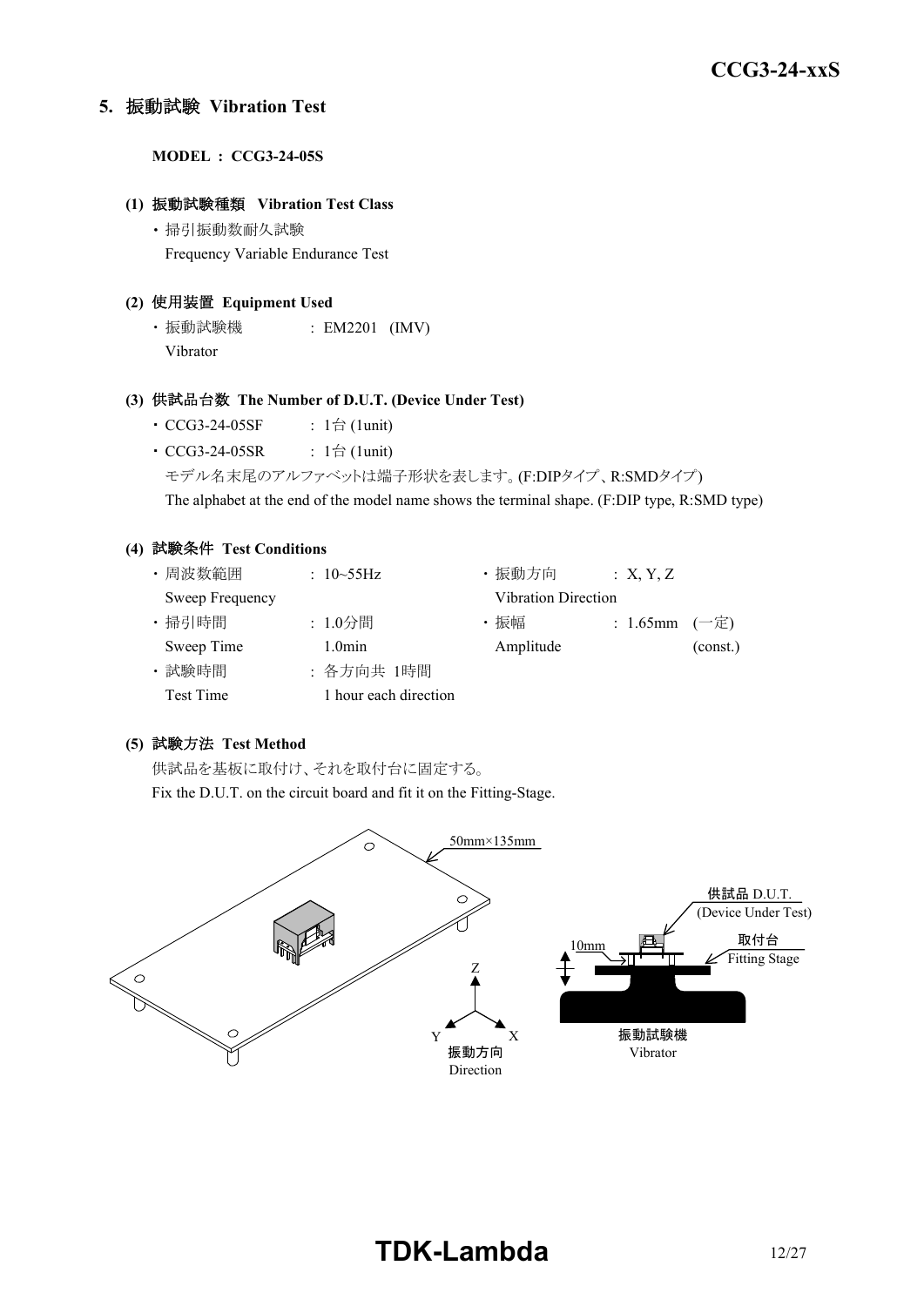## 5. 振動試験 Vibration Test

**MODEL : CCG3-24-05S**

### (1) 振動試験種類 Vibration Test Class

- 掃引振動数耐久試験
  Frequency Variable Endurance Test

### (2) 使用装置 Equipment Used

- 振動試験機 : EM2201 (IMV)
  Vibrator

### (3) 供試品台数 The Number of D.U.T. (Device Under Test)

- CCG3-24-05SF : 1台 (1unit)
- CCG3-24-05SR : 1台 (1unit)

モデル名末尾のアルファベットは端子形状を表します。(F:DIPタイプ、R:SMDタイプ)
The alphabet at the end of the model name shows the terminal shape. (F:DIP type, R:SMD type)

### (4) 試験条件 Test Conditions

- 周波数範囲 Sweep Frequency : 10~55Hz
- 掃引時間 Sweep Time : 1.0分間 1.0min
- 試験時間 Test Time : 各方向共 1時間 1 hour each direction
- 振動方向 Vibration Direction : X, Y, Z
- 振幅 Amplitude : 1.65mm (一定) (const.)

### (5) 試験方法 Test Method

供試品を基板に取付け、それを取付台に固定する。
Fix the D.U.T. on the circuit board and fit it on the Fitting-Stage.

50mm×135mm

供試品 D.U.T. (Device Under Test)

取付台 Fitting Stage

10mm

振動試験機 Vibrator

振動方向 Direction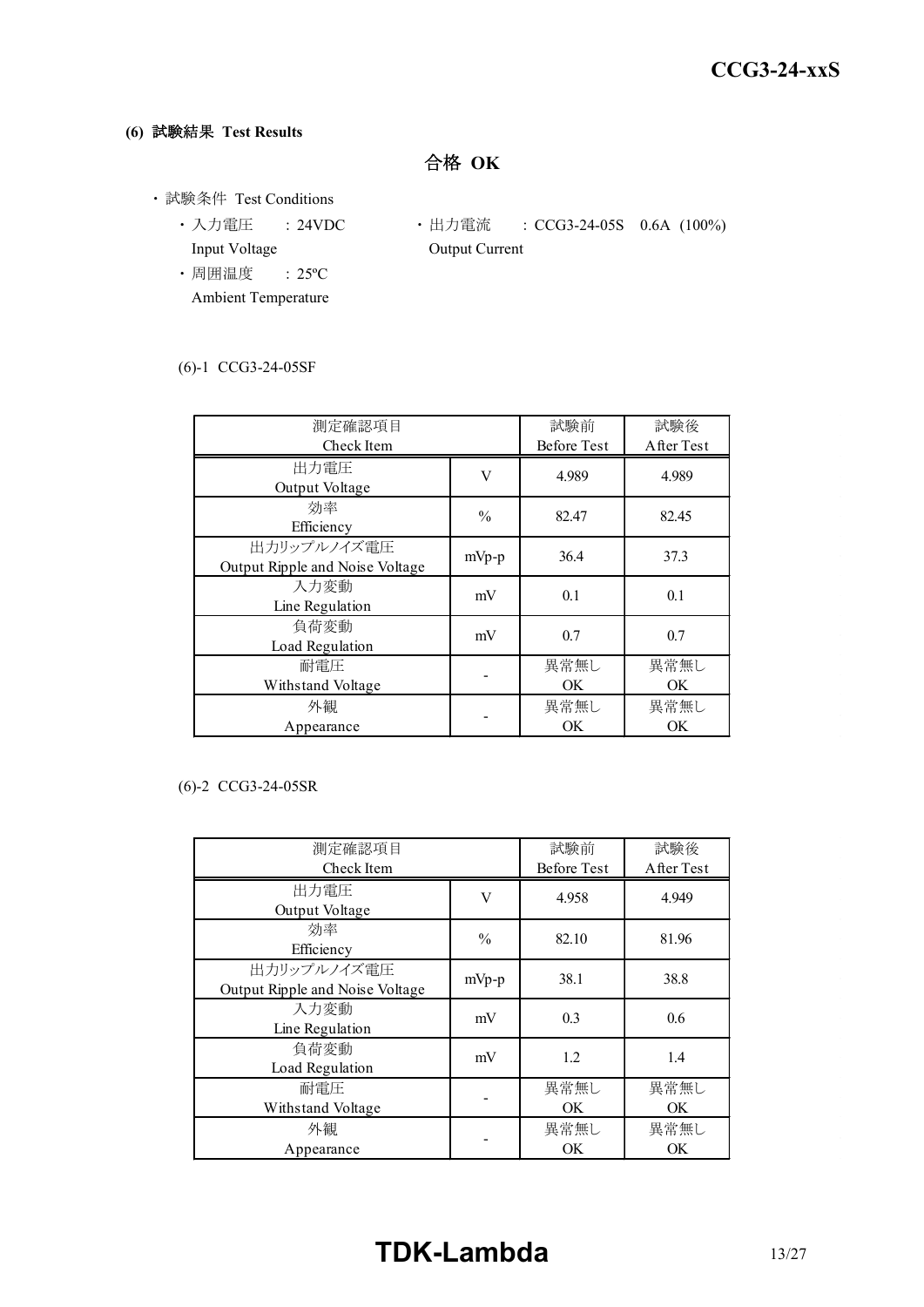**(6) 試験結果 Test Results**

**合格 OK**

- 試験条件 Test Conditions
  - 入力電圧 Input Voltage : 24VDC
  - 出力電流 Output Current : CCG3-24-05S 0.6A (100%)
  - 周囲温度 Ambient Temperature : 25ºC

(6)-1 CCG3-24-05SF

| 測定確認項目 Check Item | | 試験前 Before Test | 試験後 After Test |
|---|---|---|---|
| 出力電圧 Output Voltage | V | 4.989 | 4.989 |
| 効率 Efficiency | % | 82.47 | 82.45 |
| 出力リップルノイズ電圧 Output Ripple and Noise Voltage | mVp-p | 36.4 | 37.3 |
| 入力変動 Line Regulation | mV | 0.1 | 0.1 |
| 負荷変動 Load Regulation | mV | 0.7 | 0.7 |
| 耐電圧 Withstand Voltage | - | 異常無し OK | 異常無し OK |
| 外観 Appearance | - | 異常無し OK | 異常無し OK |

(6)-2 CCG3-24-05SR

| 測定確認項目 Check Item | | 試験前 Before Test | 試験後 After Test |
|---|---|---|---|
| 出力電圧 Output Voltage | V | 4.958 | 4.949 |
| 効率 Efficiency | % | 82.10 | 81.96 |
| 出力リップルノイズ電圧 Output Ripple and Noise Voltage | mVp-p | 38.1 | 38.8 |
| 入力変動 Line Regulation | mV | 0.3 | 0.6 |
| 負荷変動 Load Regulation | mV | 1.2 | 1.4 |
| 耐電圧 Withstand Voltage | - | 異常無し OK | 異常無し OK |
| 外観 Appearance | - | 異常無し OK | 異常無し OK |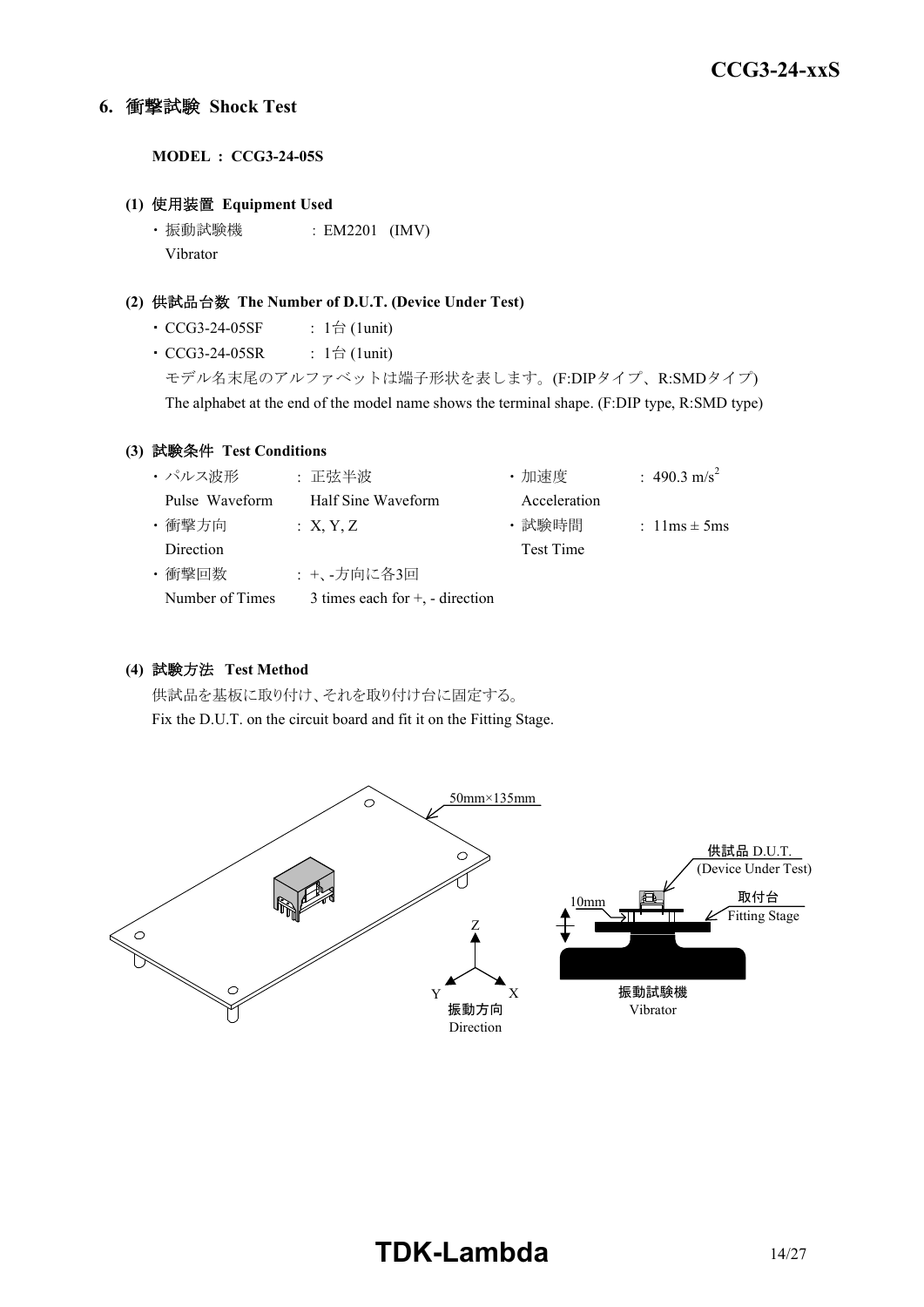## 6. 衝撃試験 Shock Test

**MODEL : CCG3-24-05S**

### (1) 使用装置 Equipment Used

- 振動試験機 Vibrator : EM2201 (IMV)

### (2) 供試品台数 The Number of D.U.T. (Device Under Test)

- CCG3-24-05SF : 1台 (1unit)
- CCG3-24-05SR : 1台 (1unit)

モデル名末尾のアルファベットは端子形状を表します。(F:DIPタイプ、R:SMDタイプ)
The alphabet at the end of the model name shows the terminal shape. (F:DIP type, R:SMD type)

### (3) 試験条件 Test Conditions

- パルス波形 Pulse Waveform : 正弦半波 Half Sine Waveform
- 加速度 Acceleration : 490.3 $m/s^2$
- 衝撃方向 Direction : X, Y, Z
- 試験時間 Test Time : 11ms ± 5ms
- 衝撃回数 Number of Times : +、-方向に各3回 3 times each for +, - direction

### (4) 試験方法 Test Method

供試品を基板に取り付け、それを取り付け台に固定する。
Fix the D.U.T. on the circuit board and fit it on the Fitting Stage.

50mm×135mm

供試品 D.U.T. (Device Under Test)

取付台 Fitting Stage

10mm

振動試験機 Vibrator

Z Y X 振動方向 Direction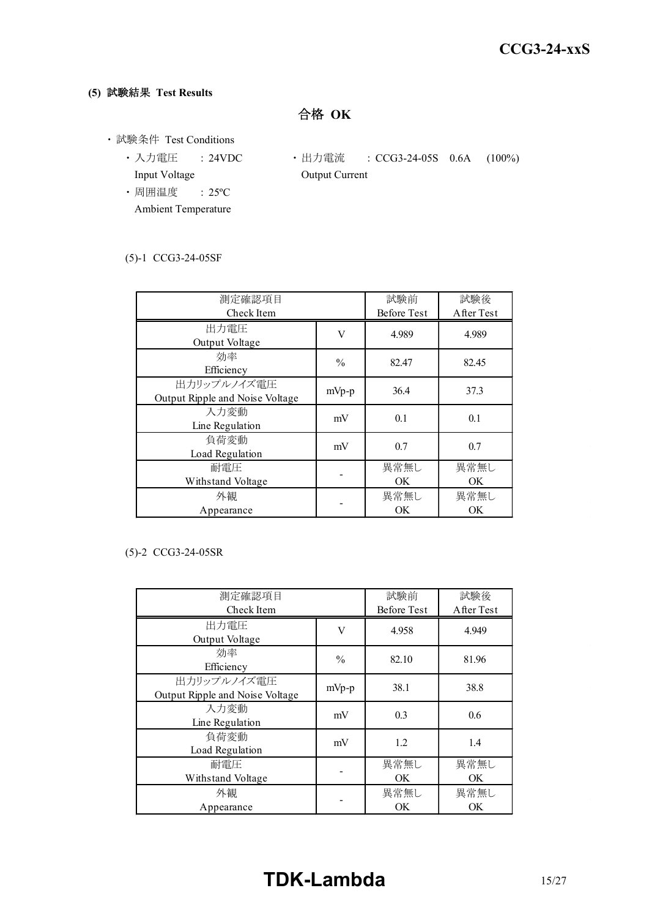**(5) 試験結果 Test Results**

**合格 OK**

- 試験条件 Test Conditions
  - 入力電圧 Input Voltage : 24VDC
  - 出力電流 Output Current : CCG3-24-05S 0.6A (100%)
  - 周囲温度 Ambient Temperature : 25ºC

(5)-1 CCG3-24-05SF

| 測定確認項目<br>Check Item | | 試験前<br>Before Test | 試験後<br>After Test |
|---|---|---|---|
| 出力電圧<br>Output Voltage | V | 4.989 | 4.989 |
| 効率<br>Efficiency | % | 82.47 | 82.45 |
| 出力リップルノイズ電圧<br>Output Ripple and Noise Voltage | mVp-p | 36.4 | 37.3 |
| 入力変動<br>Line Regulation | mV | 0.1 | 0.1 |
| 負荷変動<br>Load Regulation | mV | 0.7 | 0.7 |
| 耐電圧<br>Withstand Voltage | - | 異常無し<br>OK | 異常無し<br>OK |
| 外観<br>Appearance | - | 異常無し<br>OK | 異常無し<br>OK |

(5)-2 CCG3-24-05SR

| 測定確認項目<br>Check Item | | 試験前<br>Before Test | 試験後<br>After Test |
|---|---|---|---|
| 出力電圧<br>Output Voltage | V | 4.958 | 4.949 |
| 効率<br>Efficiency | % | 82.10 | 81.96 |
| 出力リップルノイズ電圧<br>Output Ripple and Noise Voltage | mVp-p | 38.1 | 38.8 |
| 入力変動<br>Line Regulation | mV | 0.3 | 0.6 |
| 負荷変動<br>Load Regulation | mV | 1.2 | 1.4 |
| 耐電圧<br>Withstand Voltage | - | 異常無し<br>OK | 異常無し<br>OK |
| 外観<br>Appearance | - | 異常無し<br>OK | 異常無し<br>OK |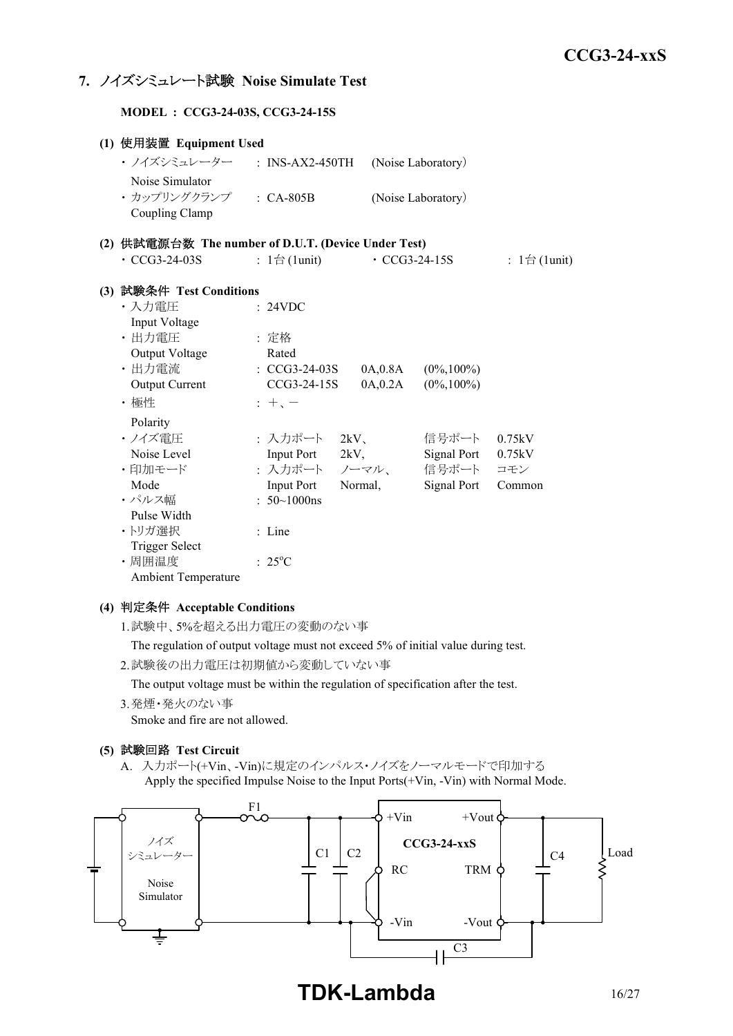## 7. ノイズシミュレート試験 Noise Simulate Test

**MODEL : CCG3-24-03S, CCG3-24-15S**

### (1) 使用装置 Equipment Used

| | | |
|---|---|---|
| ・ノイズシミュレーター Noise Simulator | : INS-AX2-450TH | (Noise Laboratory) |
| ・カップリングクランプ Coupling Clamp | : CA-805B | (Noise Laboratory) |

### (2) 供試電源台数 The number of D.U.T. (Device Under Test)

・CCG3-24-03S : 1台 (1unit)　　・CCG3-24-15S : 1台 (1unit)

### (3) 試験条件 Test Conditions

| | | | | |
|---|---|---|---|---|
| ・入力電圧 Input Voltage | : 24VDC | | | |
| ・出力電圧 Output Voltage | : 定格 Rated | | | |
| ・出力電流 Output Current | : CCG3-24-03S | 0A,0.8A | (0%,100%) | |
| | CCG3-24-15S | 0A,0.2A | (0%,100%) | |
| ・極性 Polarity | : ＋、－ | | | |
| ・ノイズ電圧 Noise Level | : 入力ポート Input Port | 2kV、 2kV, | 信号ポート Signal Port | 0.75kV 0.75kV |
| ・印加モード Mode | : 入力ポート Input Port | ノーマル、 Normal, | 信号ポート Signal Port | コモン Common |
| ・パルス幅 Pulse Width | : 50~1000ns | | | |
| ・トリガ選択 Trigger Select | : Line | | | |
| ・周囲温度 Ambient Temperature | : 25°C | | | |

### (4) 判定条件 Acceptable Conditions

1. 試験中、5%を超える出力電圧の変動のない事
   The regulation of output voltage must not exceed 5% of initial value during test.
2. 試験後の出力電圧は初期値から変動していない事
   The output voltage must be within the regulation of specification after the test.
3. 発煙・発火のない事
   Smoke and fire are not allowed.

### (5) 試験回路 Test Circuit

A. 入力ポート(+Vin、-Vin)に規定のインパルス・ノイズをノーマルモードで印加する
   Apply the specified Impulse Noise to the Input Ports(+Vin, -Vin) with Normal Mode.

ノイズシミュレーター Noise Simulator — F1 — C1 — C2 — CCG3-24-xxS (+Vin, RC, -Vin, +Vout, TRM, -Vout) — C3 — C4 — Load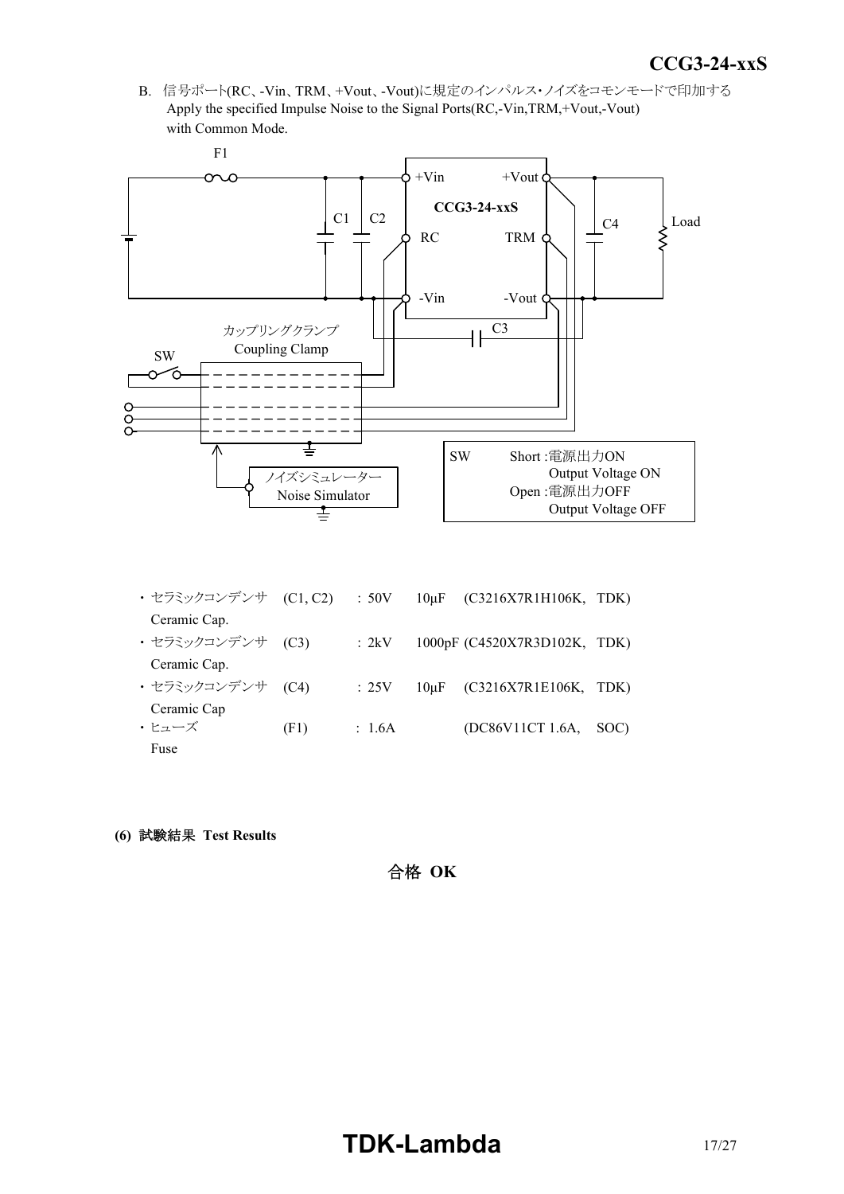B. 信号ポート(RC、-Vin、TRM、+Vout、-Vout)に規定のインパルス･ノイズをコモンモードで印加する
Apply the specified Impulse Noise to the Signal Ports(RC,-Vin,TRM,+Vout,-Vout) with Common Mode.

F1

+Vin　+Vout
CCG3-24-xxS
C1　C2　RC　TRM　C4　Load
-Vin　-Vout
カップリングクランプ
Coupling Clamp　C3
SW

ノイズシミュレーター
Noise Simulator

| SW | |
|---|---|
| Short :電源出力ON Output Voltage ON | |
| Open :電源出力OFF Output Voltage OFF | |

- セラミックコンデンサ (C1, C2) : 50V 10µF (C3216X7R1H106K, TDK)
  Ceramic Cap.
- セラミックコンデンサ (C3) : 2kV 1000pF (C4520X7R3D102K, TDK)
  Ceramic Cap.
- セラミックコンデンサ (C4) : 25V 10µF (C3216X7R1E106K, TDK)
  Ceramic Cap
- ヒューズ (F1) : 1.6A (DC86V11CT 1.6A, SOC)
  Fuse

**(6) 試験結果 Test Results**

合格 **OK**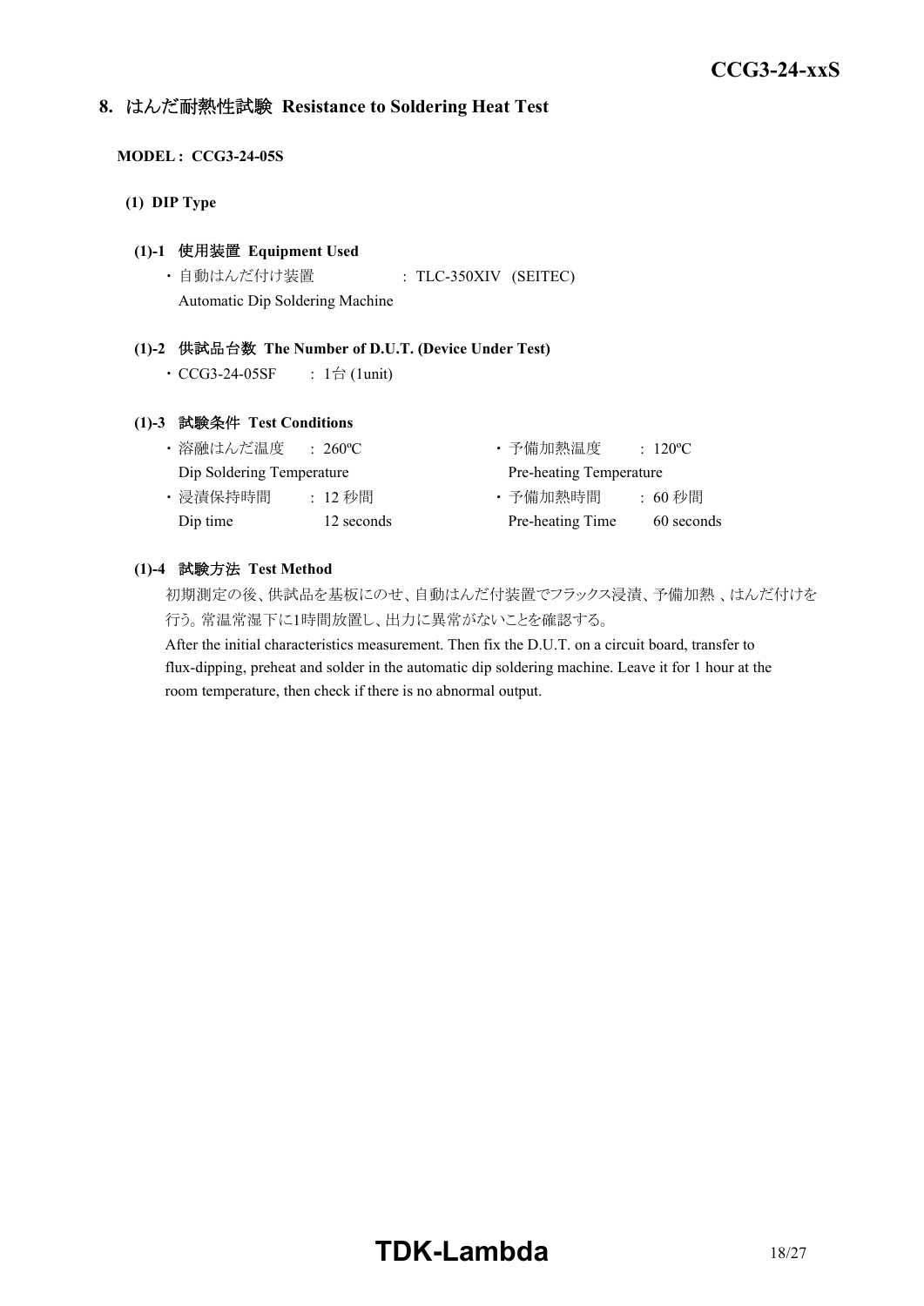## 8. はんだ耐熱性試験 Resistance to Soldering Heat Test

**MODEL : CCG3-24-05S**

**(1) DIP Type**

**(1)-1 使用装置 Equipment Used**

・自動はんだ付け装置 : TLC-350XIV (SEITEC)
Automatic Dip Soldering Machine

**(1)-2 供試品台数 The Number of D.U.T. (Device Under Test)**

・CCG3-24-05SF : 1台 (1unit)

**(1)-3 試験条件 Test Conditions**

・溶融はんだ温度 : 260ºC
Dip Soldering Temperature

・浸漬保持時間 : 12 秒間
Dip time 12 seconds

・予備加熱温度 : 120ºC
Pre-heating Temperature

・予備加熱時間 : 60 秒間
Pre-heating Time 60 seconds

**(1)-4 試験方法 Test Method**

初期測定の後、供試品を基板にのせ、自動はんだ付装置でフラックス浸漬、予備加熱 、はんだ付けを行う。常温常湿下に1時間放置し、出力に異常がないことを確認する。

After the initial characteristics measurement. Then fix the D.U.T. on a circuit board, transfer to flux-dipping, preheat and solder in the automatic dip soldering machine. Leave it for 1 hour at the room temperature, then check if there is no abnormal output.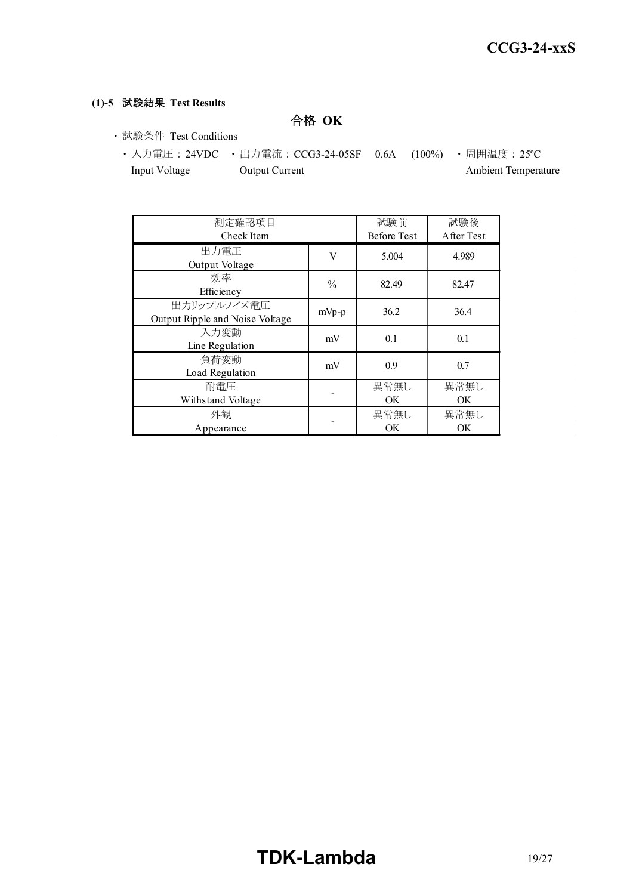**(1)-5 試験結果 Test Results**

**合格 OK**

・試験条件 Test Conditions

・入力電圧：24VDC Input Voltage　・出力電流：CCG3-24-05SF　0.6A　(100%) Output Current　・周囲温度：25ºC Ambient Temperature

| 測定確認項目 Check Item | | 試験前 Before Test | 試験後 After Test |
|---|---|---|---|
| 出力電圧 Output Voltage | V | 5.004 | 4.989 |
| 効率 Efficiency | % | 82.49 | 82.47 |
| 出力リップルノイズ電圧 Output Ripple and Noise Voltage | mVp-p | 36.2 | 36.4 |
| 入力変動 Line Regulation | mV | 0.1 | 0.1 |
| 負荷変動 Load Regulation | mV | 0.9 | 0.7 |
| 耐電圧 Withstand Voltage | - | 異常無し OK | 異常無し OK |
| 外観 Appearance | - | 異常無し OK | 異常無し OK |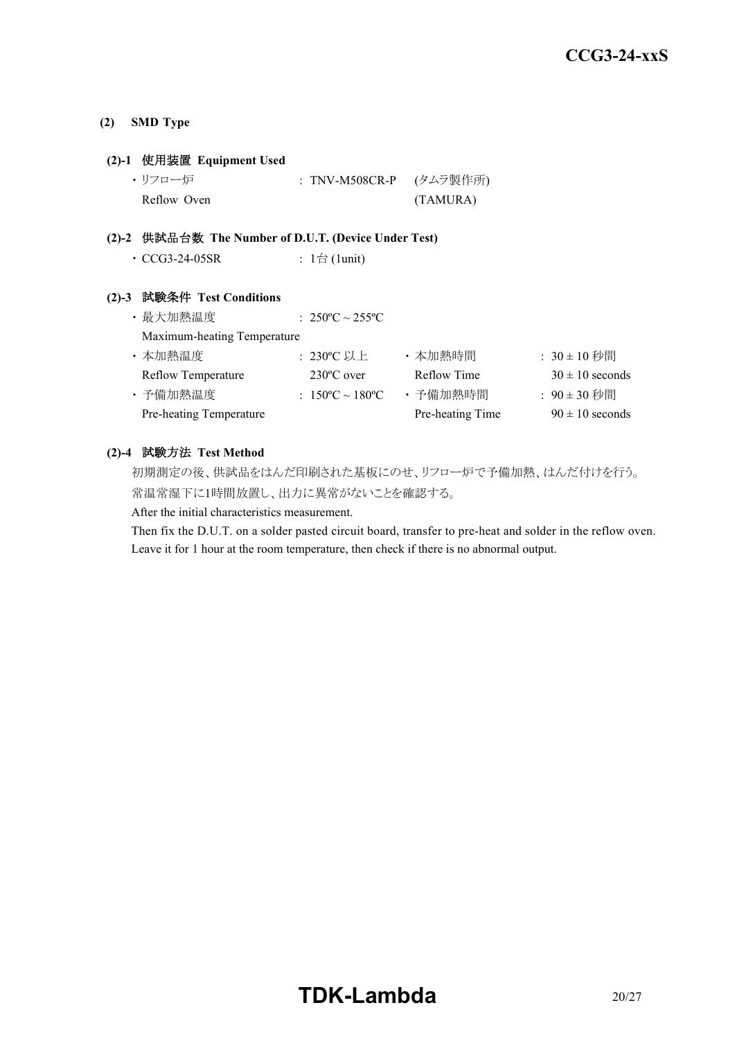**(2) SMD Type**

**(2)-1 使用装置 Equipment Used**

・リフロー炉 : TNV-M508CR-P (タムラ製作所)
Reflow Oven (TAMURA)

**(2)-2 供試品台数 The Number of D.U.T. (Device Under Test)**

・CCG3-24-05SR : 1台 (1unit)

**(2)-3 試験条件 Test Conditions**

・最大加熱温度 : 250ºC ~ 255ºC
Maximum-heating Temperature

| | | | |
|---|---|---|---|
| ・本加熱温度<br>Reflow Temperature | : 230ºC 以上<br>230ºC over | ・本加熱時間<br>Reflow Time | : 30 ± 10 秒間<br>30 ± 10 seconds |
| ・予備加熱温度<br>Pre-heating Temperature | : 150ºC ~ 180ºC | ・予備加熱時間<br>Pre-heating Time | : 90 ± 30 秒間<br>90 ± 10 seconds |

**(2)-4 試験方法 Test Method**

初期測定の後、供試品をはんだ印刷された基板にのせ、リフロー炉で予備加熱、はんだ付けを行う。
常温常湿下に1時間放置し、出力に異常がないことを確認する。

After the initial characteristics measurement.
Then fix the D.U.T. on a solder pasted circuit board, transfer to pre-heat and solder in the reflow oven.
Leave it for 1 hour at the room temperature, then check if there is no abnormal output.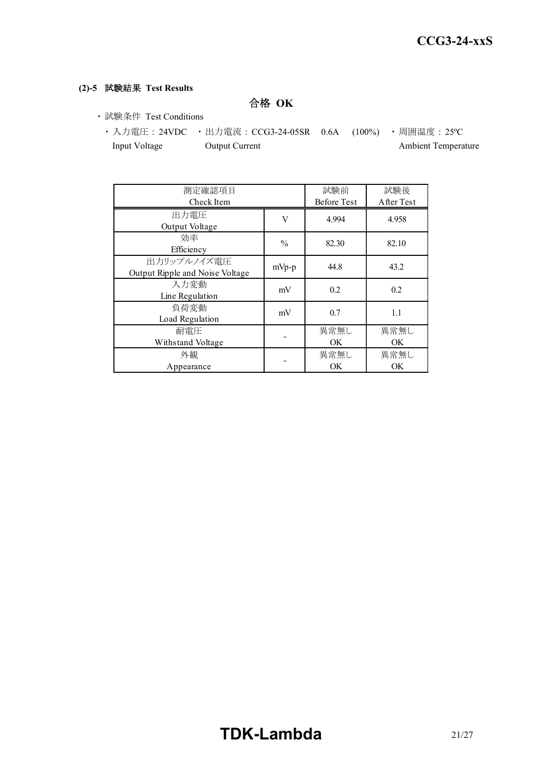#### (2)-5 試験結果 Test Results

**合格 OK**

- 試験条件 Test Conditions
  - 入力電圧：24VDC Input Voltage
  - 出力電流：CCG3-24-05SR 0.6A (100%) Output Current
  - 周囲温度：25ºC Ambient Temperature

| 測定確認項目 Check Item | | 試験前 Before Test | 試験後 After Test |
|---|---|---|---|
| 出力電圧 Output Voltage | V | 4.994 | 4.958 |
| 効率 Efficiency | % | 82.30 | 82.10 |
| 出力リップルノイズ電圧 Output Ripple and Noise Voltage | mVp-p | 44.8 | 43.2 |
| 入力変動 Line Regulation | mV | 0.2 | 0.2 |
| 負荷変動 Load Regulation | mV | 0.7 | 1.1 |
| 耐電圧 Withstand Voltage | - | 異常無し OK | 異常無し OK |
| 外観 Appearance | - | 異常無し OK | 異常無し OK |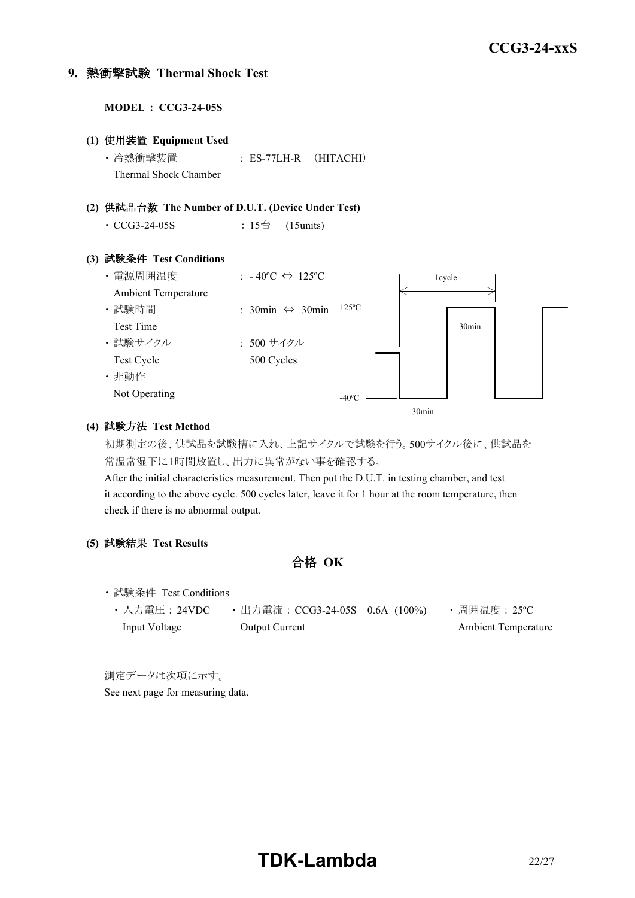## 9. 熱衝撃試験 Thermal Shock Test

**MODEL : CCG3-24-05S**

**(1) 使用装置 Equipment Used**

・冷熱衝撃装置 : ES-77LH-R （HITACHI）
Thermal Shock Chamber

**(2) 供試品台数 The Number of D.U.T. (Device Under Test)**

・CCG3-24-05S : 15台 (15units)

**(3) 試験条件 Test Conditions**

・電源周囲温度 : - 40ºC ⇔ 125ºC
Ambient Temperature

・試験時間 : 30min ⇔ 30min
Test Time

・試験サイクル : 500 サイクル
Test Cycle 500 Cycles

・非動作
Not Operating

1cycle

125ºC

30min

-40ºC

30min

**(4) 試験方法 Test Method**

初期測定の後、供試品を試験槽に入れ、上記サイクルで試験を行う。500サイクル後に、供試品を常温常湿下に1時間放置し、出力に異常がない事を確認する。

After the initial characteristics measurement. Then put the D.U.T. in testing chamber, and test it according to the above cycle. 500 cycles later, leave it for 1 hour at the room temperature, then check if there is no abnormal output.

**(5) 試験結果 Test Results**

**合格 OK**

・試験条件 Test Conditions

・入力電圧：24VDC
Input Voltage

・出力電流：CCG3-24-05S 0.6A (100%)
Output Current

・周囲温度：25ºC
Ambient Temperature

測定データは次項に示す。
See next page for measuring data.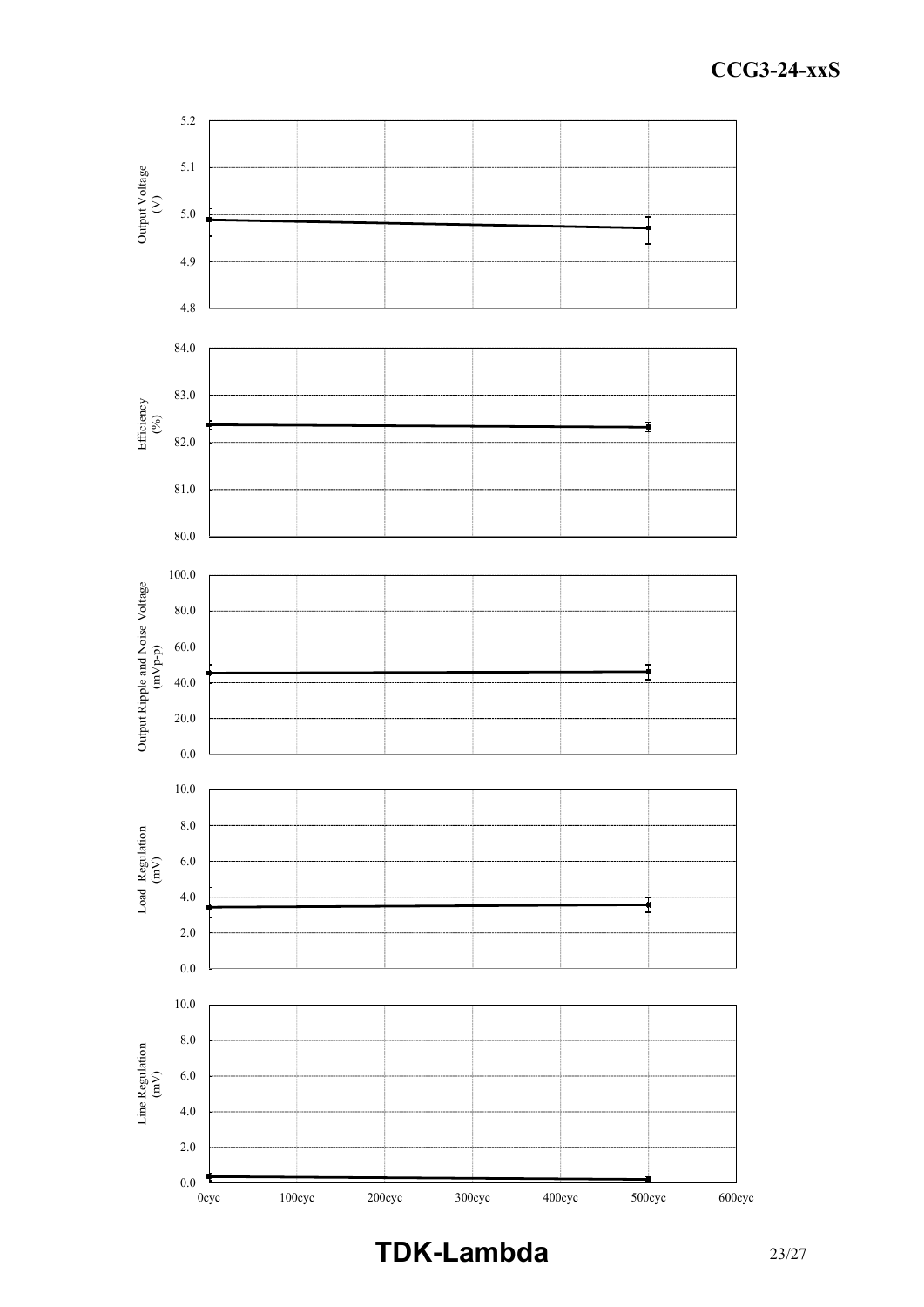Output Voltage (V)

5.2, 5.1, 5.0, 4.9, 4.8

Efficiency (%)

84.0, 83.0, 82.0, 81.0, 80.0

Output Ripple and Noise Voltage (mVp-p)

100.0, 80.0, 60.0, 40.0, 20.0, 0.0

Load Regulation (mV)

10.0, 8.0, 6.0, 4.0, 2.0, 0.0

Line Regulation (mV)

10.0, 8.0, 6.0, 4.0, 2.0, 0.0

0cyc, 100cyc, 200cyc, 300cyc, 400cyc, 500cyc, 600cyc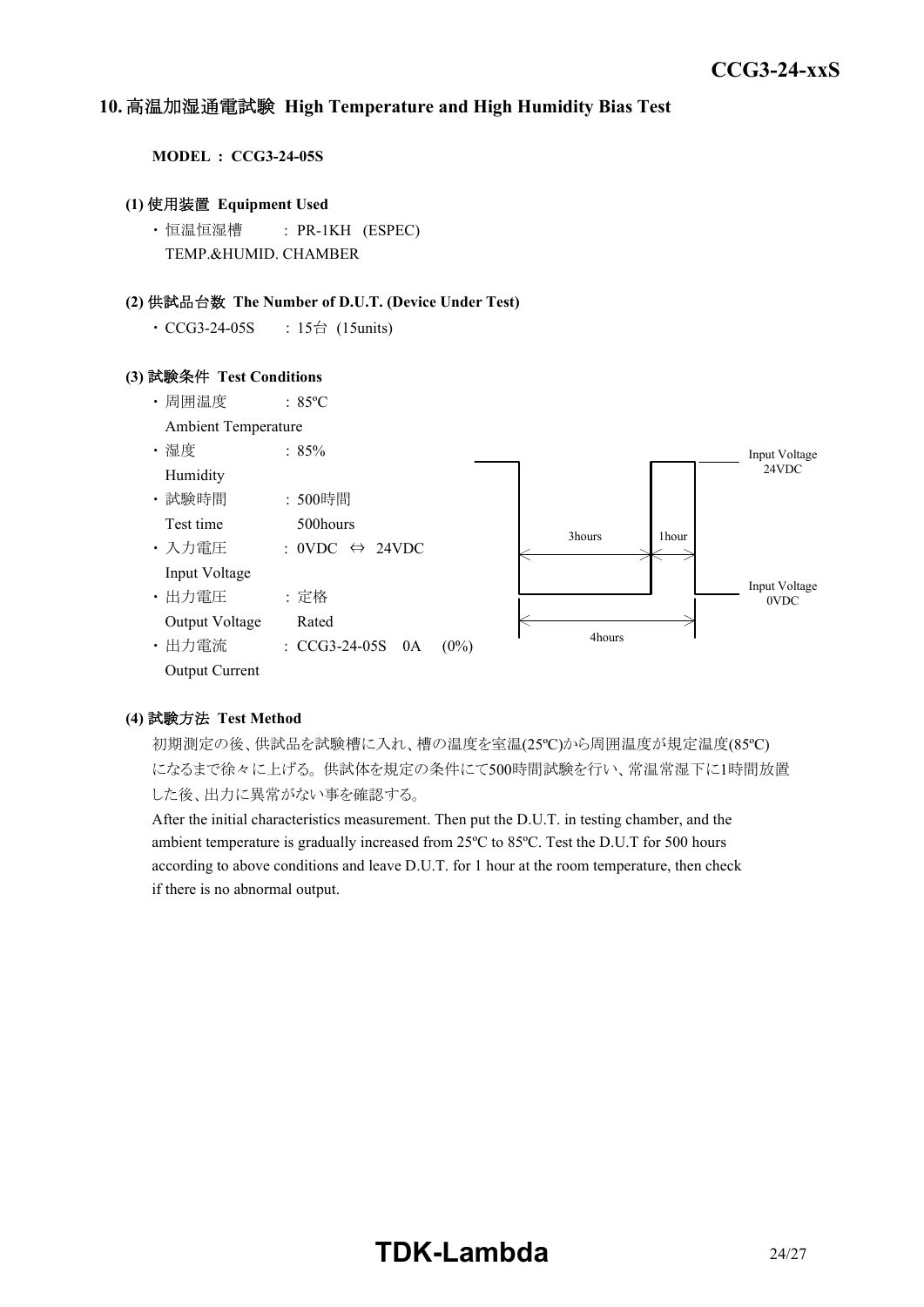## 10. 高温加湿通電試験 High Temperature and High Humidity Bias Test

**MODEL : CCG3-24-05S**

**(1) 使用装置 Equipment Used**

・恒温恒湿槽 : PR-1KH (ESPEC)
TEMP.&HUMID. CHAMBER

**(2) 供試品台数 The Number of D.U.T. (Device Under Test)**

・CCG3-24-05S : 15台 (15units)

**(3) 試験条件 Test Conditions**

・周囲温度 : 85ºC
Ambient Temperature

・湿度 : 85%
Humidity

・試験時間 : 500時間
Test time 500hours

・入力電圧 : 0VDC ⇔ 24VDC
Input Voltage

・出力電圧 : 定格
Output Voltage Rated

・出力電流 : CCG3-24-05S 0A (0%)
Output Current

Input Voltage 24VDC
Input Voltage 0VDC
3hours 1hour
4hours

**(4) 試験方法 Test Method**

初期測定の後、供試品を試験槽に入れ、槽の温度を室温(25ºC)から周囲温度が規定温度(85ºC)になるまで徐々に上げる。供試体を規定の条件にて500時間試験を行い、常温常湿下に1時間放置した後、出力に異常がない事を確認する。

After the initial characteristics measurement. Then put the D.U.T. in testing chamber, and the ambient temperature is gradually increased from 25ºC to 85ºC. Test the D.U.T for 500 hours according to above conditions and leave D.U.T. for 1 hour at the room temperature, then check if there is no abnormal output.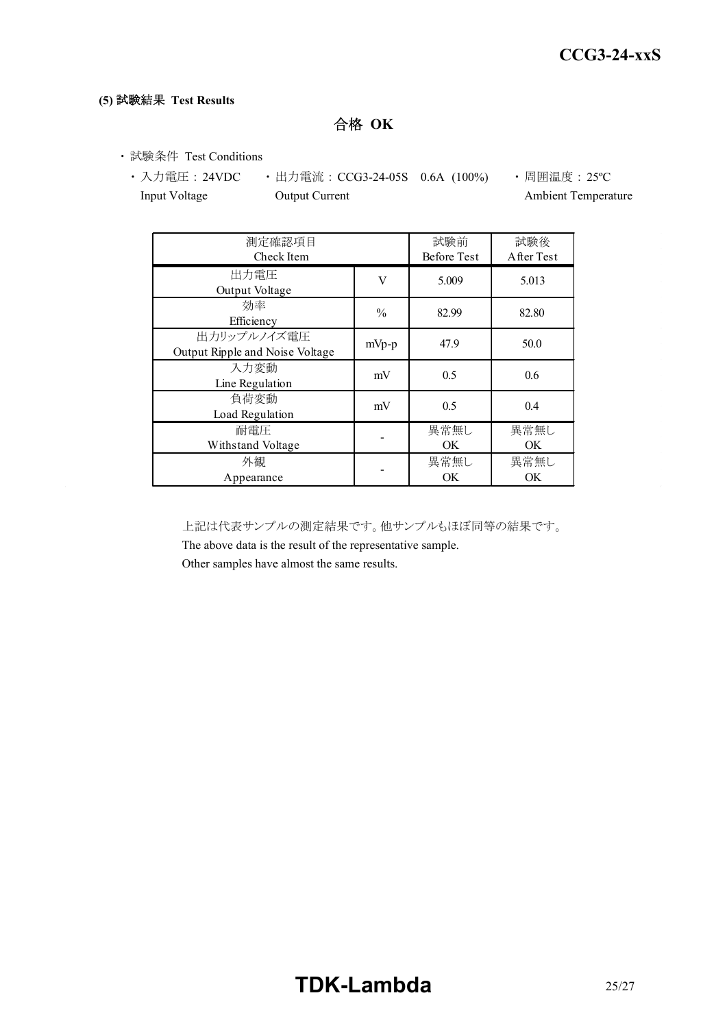**(5) 試験結果 Test Results**

**合格 OK**

- 試験条件 Test Conditions
  - 入力電圧：24VDC Input Voltage
  - 出力電流：CCG3-24-05S 0.6A (100%) Output Current
  - 周囲温度：25ºC Ambient Temperature

| 測定確認項目 Check Item | | 試験前 Before Test | 試験後 After Test |
|---|---|---|---|
| 出力電圧 Output Voltage | V | 5.009 | 5.013 |
| 効率 Efficiency | % | 82.99 | 82.80 |
| 出力リップルノイズ電圧 Output Ripple and Noise Voltage | mVp-p | 47.9 | 50.0 |
| 入力変動 Line Regulation | mV | 0.5 | 0.6 |
| 負荷変動 Load Regulation | mV | 0.5 | 0.4 |
| 耐電圧 Withstand Voltage | - | 異常無し OK | 異常無し OK |
| 外観 Appearance | - | 異常無し OK | 異常無し OK |

上記は代表サンプルの測定結果です。他サンプルもほぼ同等の結果です。
The above data is the result of the representative sample.
Other samples have almost the same results.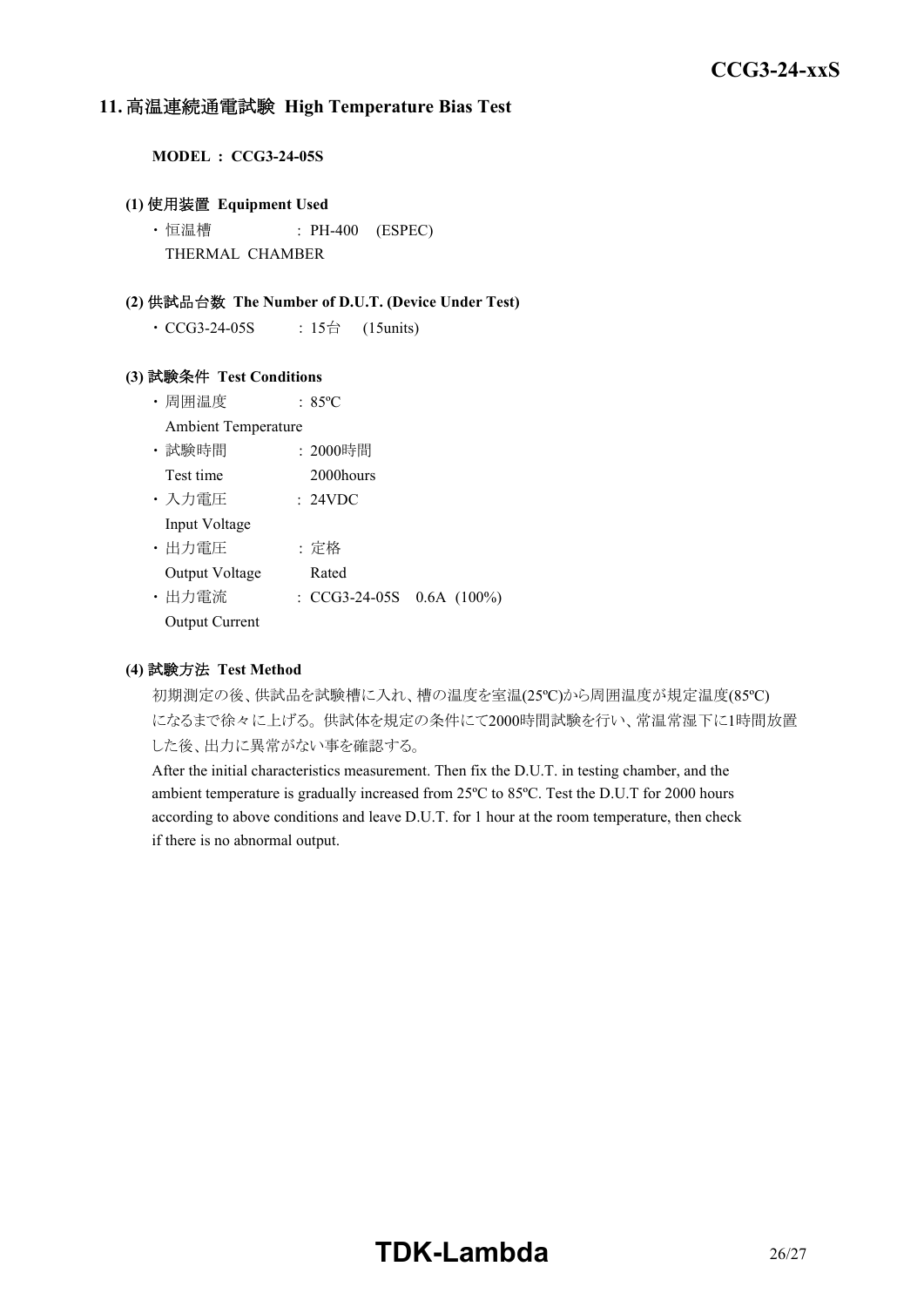## 11. 高温連続通電試験 High Temperature Bias Test

**MODEL : CCG3-24-05S**

**(1) 使用装置 Equipment Used**

- 恒温槽 : PH-400 (ESPEC)
  THERMAL CHAMBER

**(2) 供試品台数 The Number of D.U.T. (Device Under Test)**

- CCG3-24-05S : 15台 (15units)

**(3) 試験条件 Test Conditions**

- 周囲温度 : 85ºC
  Ambient Temperature
- 試験時間 : 2000時間
  Test time 2000hours
- 入力電圧 : 24VDC
  Input Voltage
- 出力電圧 : 定格
  Output Voltage Rated
- 出力電流 : CCG3-24-05S 0.6A (100%)
  Output Current

**(4) 試験方法 Test Method**

初期測定の後、供試品を試験槽に入れ、槽の温度を室温(25ºC)から周囲温度が規定温度(85ºC)になるまで徐々に上げる。供試体を規定の条件にて2000時間試験を行い、常温常湿下に1時間放置した後、出力に異常がない事を確認する。

After the initial characteristics measurement. Then fix the D.U.T. in testing chamber, and the ambient temperature is gradually increased from 25ºC to 85ºC. Test the D.U.T for 2000 hours according to above conditions and leave D.U.T. for 1 hour at the room temperature, then check if there is no abnormal output.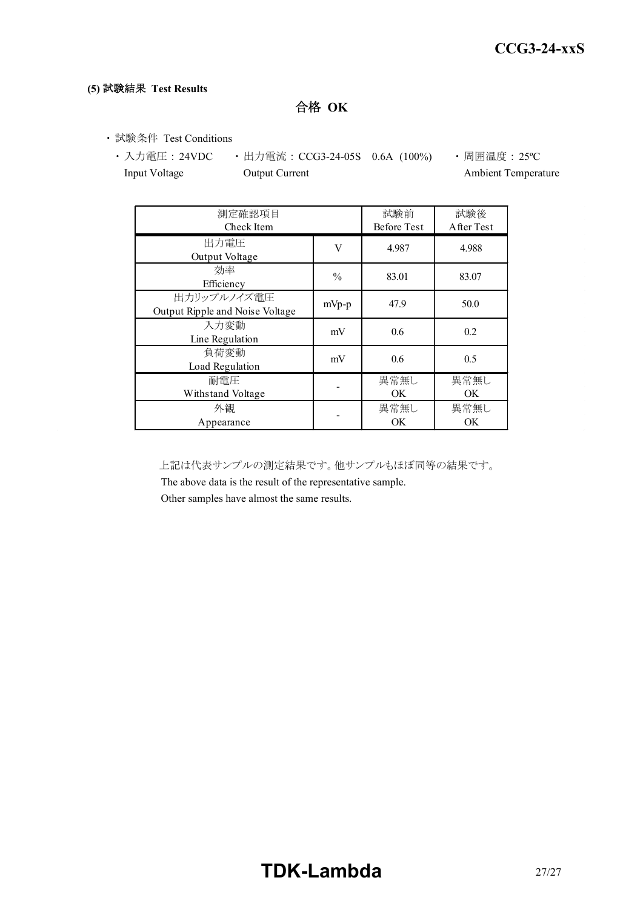**(5) 試験結果 Test Results**

**合格 OK**

- 試験条件 Test Conditions
  - 入力電圧：24VDC Input Voltage
  - 出力電流：CCG3-24-05S 0.6A (100%) Output Current
  - 周囲温度：25ºC Ambient Temperature

| 測定確認項目<br>Check Item | | 試験前<br>Before Test | 試験後<br>After Test |
|---|---|---|---|
| 出力電圧<br>Output Voltage | V | 4.987 | 4.988 |
| 効率<br>Efficiency | % | 83.01 | 83.07 |
| 出力リップルノイズ電圧<br>Output Ripple and Noise Voltage | mVp-p | 47.9 | 50.0 |
| 入力変動<br>Line Regulation | mV | 0.6 | 0.2 |
| 負荷変動<br>Load Regulation | mV | 0.6 | 0.5 |
| 耐電圧<br>Withstand Voltage | - | 異常無し<br>OK | 異常無し<br>OK |
| 外観<br>Appearance | - | 異常無し<br>OK | 異常無し<br>OK |

上記は代表サンプルの測定結果です。他サンプルもほぼ同等の結果です。
The above data is the result of the representative sample.
Other samples have almost the same results.